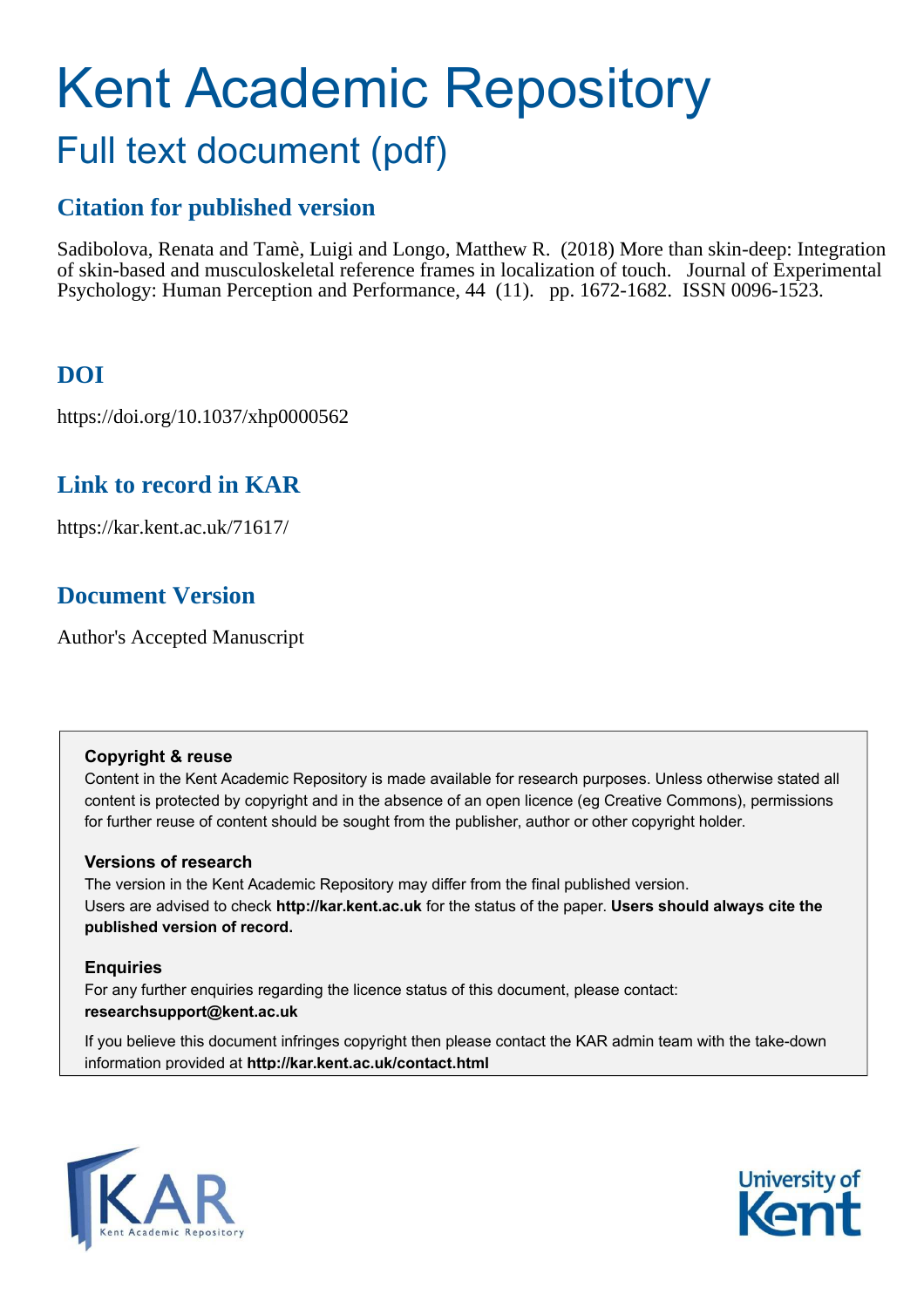# Kent Academic Repository

## Full text document (pdf)

### Citation for published version

Sadibolova, Renata and Tamè, Luigi and Longo, Matthew R. (2018) More than skin-deep: Integration of skin-based and musculoskeletal reference frames in localization of touch. Journal of Experimental Psychology: Human Perception and Performance, 44 (11). pp. 1672-1682. ISSN 0096-1523.

### DOI

https://doi.org/10.1037/xhp0000562

### Link to record in KAR

https://kar.kent.ac.uk/71617/

### Document Version

Author's Accepted Manuscript

**Copyright & reuse**

Content in the Kent Academic Repository is made available for research purposes. Unless otherwise stated all content is protected by copyright and in the absence of an open licence (eg Creative Commons), permissions for further reuse of content should be sought from the publisher, author or other copyright holder.

**Versions of research**

The version in the Kent Academic Repository may differ from the final published version.
Users are advised to check **http://kar.kent.ac.uk** for the status of the paper. **Users should always cite the published version of record.**

**Enquiries**

For any further enquiries regarding the licence status of this document, please contact:
**researchsupport@kent.ac.uk**

If you believe this document infringes copyright then please contact the KAR admin team with the take-down information provided at **http://kar.kent.ac.uk/contact.html**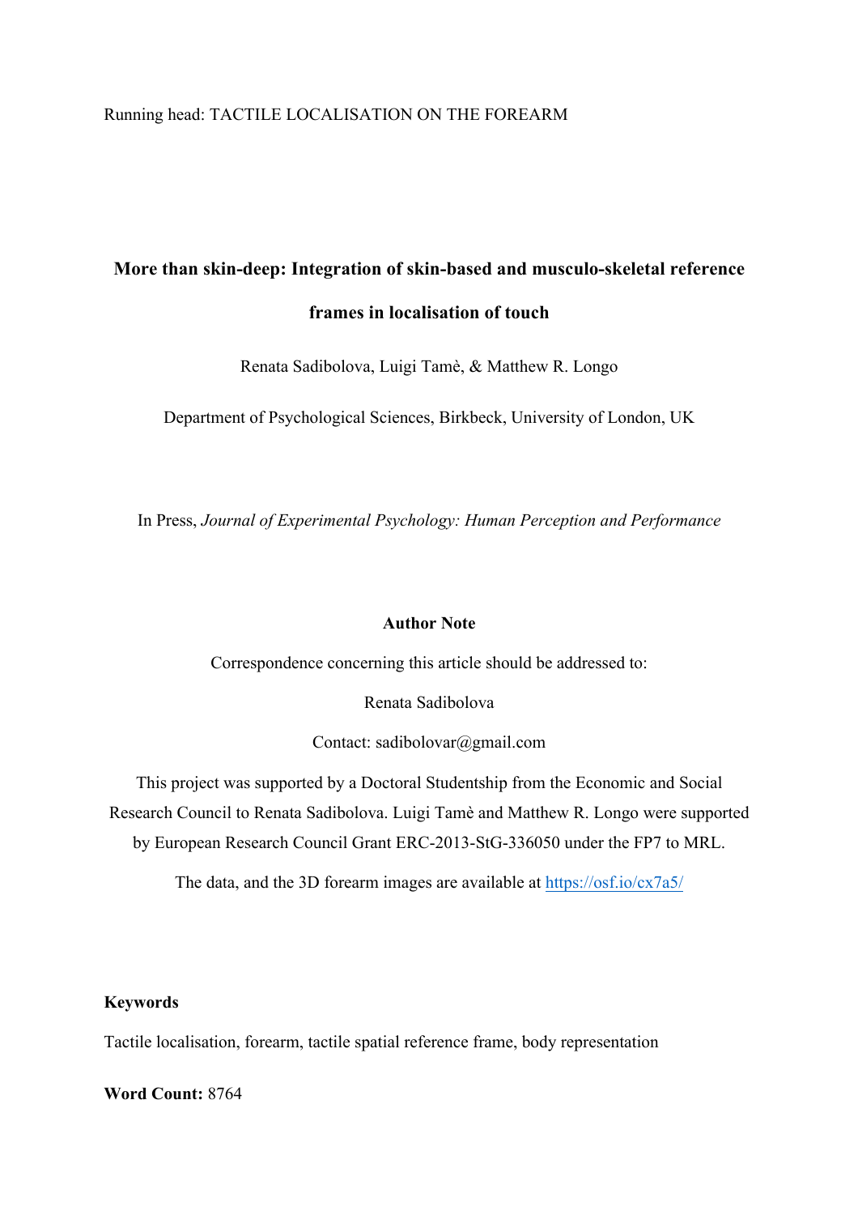# More than skin-deep: Integration of skin-based and musculo-skeletal reference frames in localisation of touch

Renata Sadibolova, Luigi Tamè, & Matthew R. Longo

Department of Psychological Sciences, Birkbeck, University of London, UK

In Press, *Journal of Experimental Psychology: Human Perception and Performance*

**Author Note**

Correspondence concerning this article should be addressed to:

Renata Sadibolova

Contact: sadibolovar@gmail.com

This project was supported by a Doctoral Studentship from the Economic and Social Research Council to Renata Sadibolova. Luigi Tamè and Matthew R. Longo were supported by European Research Council Grant ERC-2013-StG-336050 under the FP7 to MRL.

The data, and the 3D forearm images are available at https://osf.io/cx7a5/

**Keywords**

Tactile localisation, forearm, tactile spatial reference frame, body representation

**Word Count:** 8764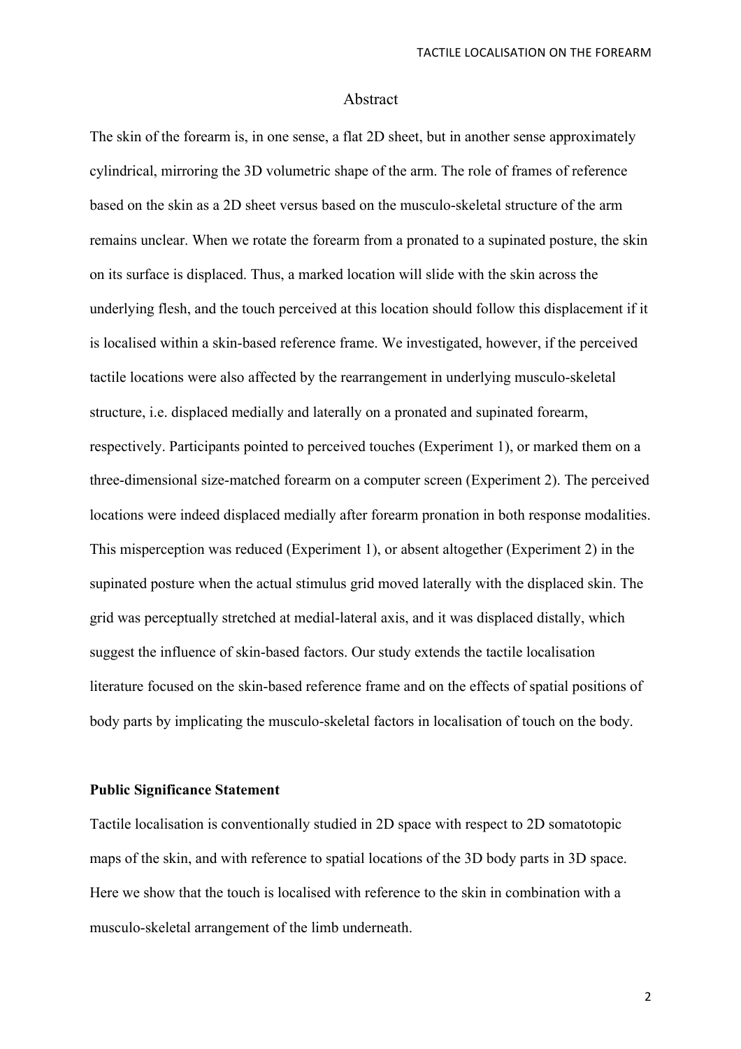# Abstract

The skin of the forearm is, in one sense, a flat 2D sheet, but in another sense approximately cylindrical, mirroring the 3D volumetric shape of the arm. The role of frames of reference based on the skin as a 2D sheet versus based on the musculo-skeletal structure of the arm remains unclear. When we rotate the forearm from a pronated to a supinated posture, the skin on its surface is displaced. Thus, a marked location will slide with the skin across the underlying flesh, and the touch perceived at this location should follow this displacement if it is localised within a skin-based reference frame. We investigated, however, if the perceived tactile locations were also affected by the rearrangement in underlying musculo-skeletal structure, i.e. displaced medially and laterally on a pronated and supinated forearm, respectively. Participants pointed to perceived touches (Experiment 1), or marked them on a three-dimensional size-matched forearm on a computer screen (Experiment 2). The perceived locations were indeed displaced medially after forearm pronation in both response modalities. This misperception was reduced (Experiment 1), or absent altogether (Experiment 2) in the supinated posture when the actual stimulus grid moved laterally with the displaced skin. The grid was perceptually stretched at medial-lateral axis, and it was displaced distally, which suggest the influence of skin-based factors. Our study extends the tactile localisation literature focused on the skin-based reference frame and on the effects of spatial positions of body parts by implicating the musculo-skeletal factors in localisation of touch on the body.

**Public Significance Statement**

Tactile localisation is conventionally studied in 2D space with respect to 2D somatotopic maps of the skin, and with reference to spatial locations of the 3D body parts in 3D space. Here we show that the touch is localised with reference to the skin in combination with a musculo-skeletal arrangement of the limb underneath.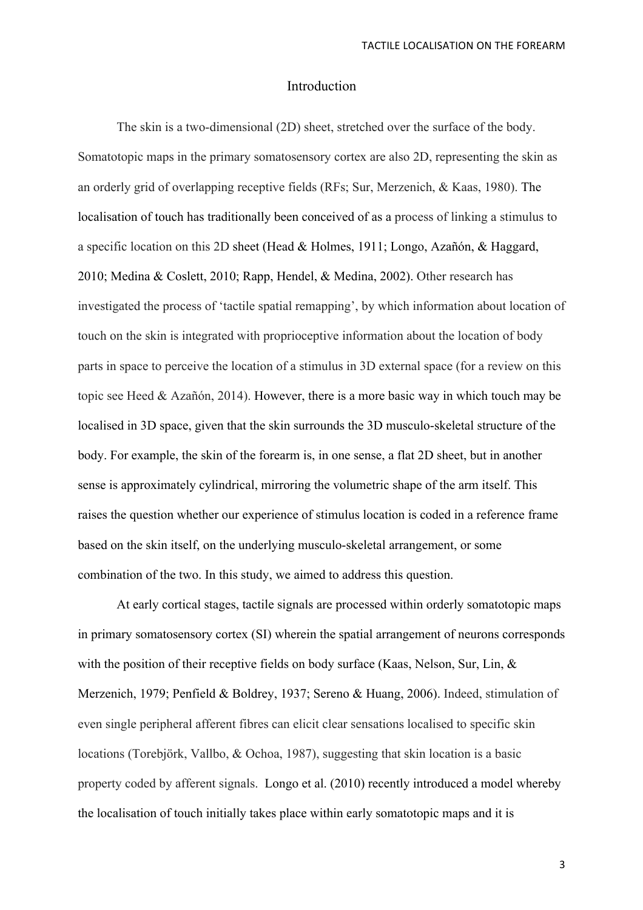## Introduction

The skin is a two-dimensional (2D) sheet, stretched over the surface of the body. Somatotopic maps in the primary somatosensory cortex are also 2D, representing the skin as an orderly grid of overlapping receptive fields (RFs; Sur, Merzenich, & Kaas, 1980). The localisation of touch has traditionally been conceived of as a process of linking a stimulus to a specific location on this 2D sheet (Head & Holmes, 1911; Longo, Azañón, & Haggard, 2010; Medina & Coslett, 2010; Rapp, Hendel, & Medina, 2002). Other research has investigated the process of 'tactile spatial remapping', by which information about location of touch on the skin is integrated with proprioceptive information about the location of body parts in space to perceive the location of a stimulus in 3D external space (for a review on this topic see Heed & Azañón, 2014). However, there is a more basic way in which touch may be localised in 3D space, given that the skin surrounds the 3D musculo-skeletal structure of the body. For example, the skin of the forearm is, in one sense, a flat 2D sheet, but in another sense is approximately cylindrical, mirroring the volumetric shape of the arm itself. This raises the question whether our experience of stimulus location is coded in a reference frame based on the skin itself, on the underlying musculo-skeletal arrangement, or some combination of the two. In this study, we aimed to address this question.

At early cortical stages, tactile signals are processed within orderly somatotopic maps in primary somatosensory cortex (SI) wherein the spatial arrangement of neurons corresponds with the position of their receptive fields on body surface (Kaas, Nelson, Sur, Lin, & Merzenich, 1979; Penfield & Boldrey, 1937; Sereno & Huang, 2006). Indeed, stimulation of even single peripheral afferent fibres can elicit clear sensations localised to specific skin locations (Torebjörk, Vallbo, & Ochoa, 1987), suggesting that skin location is a basic property coded by afferent signals. Longo et al. (2010) recently introduced a model whereby the localisation of touch initially takes place within early somatotopic maps and it is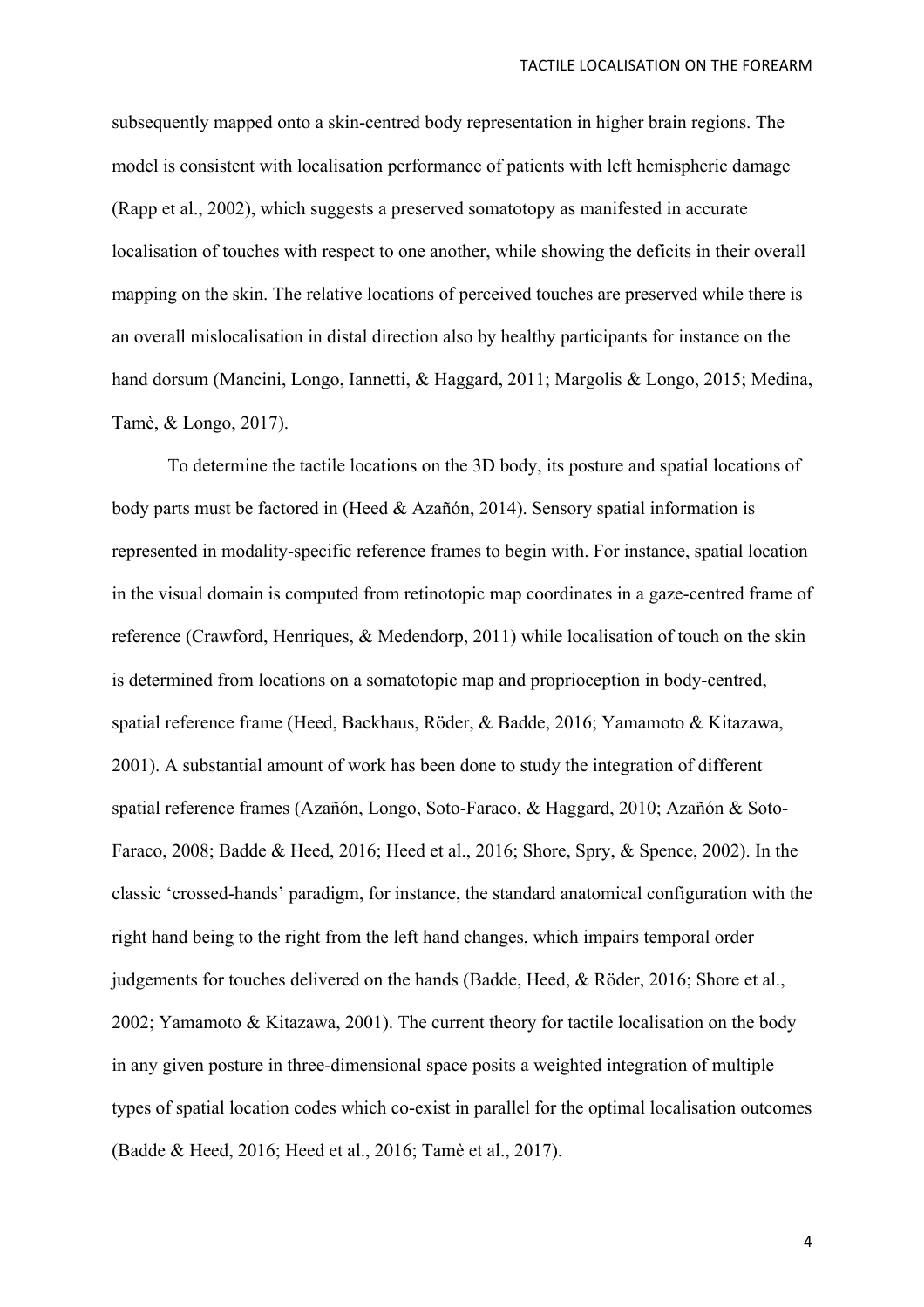subsequently mapped onto a skin-centred body representation in higher brain regions. The model is consistent with localisation performance of patients with left hemispheric damage (Rapp et al., 2002), which suggests a preserved somatotopy as manifested in accurate localisation of touches with respect to one another, while showing the deficits in their overall mapping on the skin. The relative locations of perceived touches are preserved while there is an overall mislocalisation in distal direction also by healthy participants for instance on the hand dorsum (Mancini, Longo, Iannetti, & Haggard, 2011; Margolis & Longo, 2015; Medina, Tamè, & Longo, 2017).

To determine the tactile locations on the 3D body, its posture and spatial locations of body parts must be factored in (Heed & Azañón, 2014). Sensory spatial information is represented in modality-specific reference frames to begin with. For instance, spatial location in the visual domain is computed from retinotopic map coordinates in a gaze-centred frame of reference (Crawford, Henriques, & Medendorp, 2011) while localisation of touch on the skin is determined from locations on a somatotopic map and proprioception in body-centred, spatial reference frame (Heed, Backhaus, Röder, & Badde, 2016; Yamamoto & Kitazawa, 2001). A substantial amount of work has been done to study the integration of different spatial reference frames (Azañón, Longo, Soto-Faraco, & Haggard, 2010; Azañón & Soto-Faraco, 2008; Badde & Heed, 2016; Heed et al., 2016; Shore, Spry, & Spence, 2002). In the classic 'crossed-hands' paradigm, for instance, the standard anatomical configuration with the right hand being to the right from the left hand changes, which impairs temporal order judgements for touches delivered on the hands (Badde, Heed, & Röder, 2016; Shore et al., 2002; Yamamoto & Kitazawa, 2001). The current theory for tactile localisation on the body in any given posture in three-dimensional space posits a weighted integration of multiple types of spatial location codes which co-exist in parallel for the optimal localisation outcomes (Badde & Heed, 2016; Heed et al., 2016; Tamè et al., 2017).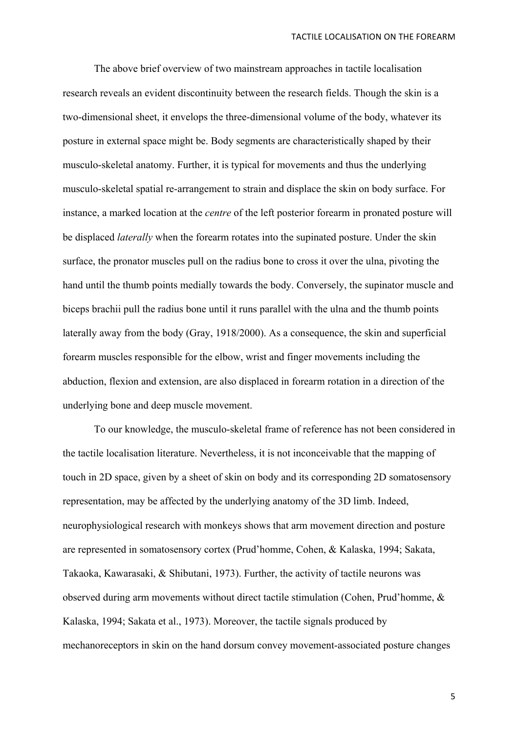The above brief overview of two mainstream approaches in tactile localisation research reveals an evident discontinuity between the research fields. Though the skin is a two-dimensional sheet, it envelops the three-dimensional volume of the body, whatever its posture in external space might be. Body segments are characteristically shaped by their musculo-skeletal anatomy. Further, it is typical for movements and thus the underlying musculo-skeletal spatial re-arrangement to strain and displace the skin on body surface. For instance, a marked location at the *centre* of the left posterior forearm in pronated posture will be displaced *laterally* when the forearm rotates into the supinated posture. Under the skin surface, the pronator muscles pull on the radius bone to cross it over the ulna, pivoting the hand until the thumb points medially towards the body. Conversely, the supinator muscle and biceps brachii pull the radius bone until it runs parallel with the ulna and the thumb points laterally away from the body (Gray, 1918/2000). As a consequence, the skin and superficial forearm muscles responsible for the elbow, wrist and finger movements including the abduction, flexion and extension, are also displaced in forearm rotation in a direction of the underlying bone and deep muscle movement.

To our knowledge, the musculo-skeletal frame of reference has not been considered in the tactile localisation literature. Nevertheless, it is not inconceivable that the mapping of touch in 2D space, given by a sheet of skin on body and its corresponding 2D somatosensory representation, may be affected by the underlying anatomy of the 3D limb. Indeed, neurophysiological research with monkeys shows that arm movement direction and posture are represented in somatosensory cortex (Prud'homme, Cohen, & Kalaska, 1994; Sakata, Takaoka, Kawarasaki, & Shibutani, 1973). Further, the activity of tactile neurons was observed during arm movements without direct tactile stimulation (Cohen, Prud'homme, & Kalaska, 1994; Sakata et al., 1973). Moreover, the tactile signals produced by mechanoreceptors in skin on the hand dorsum convey movement-associated posture changes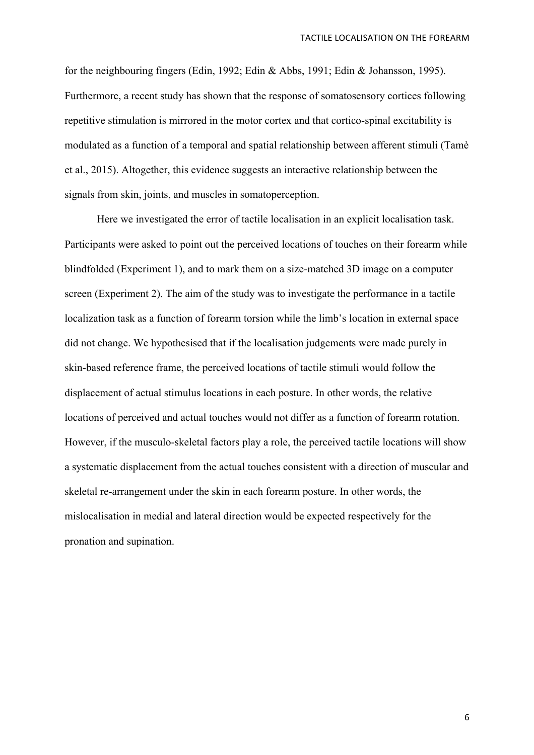for the neighbouring fingers (Edin, 1992; Edin & Abbs, 1991; Edin & Johansson, 1995). Furthermore, a recent study has shown that the response of somatosensory cortices following repetitive stimulation is mirrored in the motor cortex and that cortico-spinal excitability is modulated as a function of a temporal and spatial relationship between afferent stimuli (Tamè et al., 2015). Altogether, this evidence suggests an interactive relationship between the signals from skin, joints, and muscles in somatoperception.

Here we investigated the error of tactile localisation in an explicit localisation task. Participants were asked to point out the perceived locations of touches on their forearm while blindfolded (Experiment 1), and to mark them on a size-matched 3D image on a computer screen (Experiment 2). The aim of the study was to investigate the performance in a tactile localization task as a function of forearm torsion while the limb's location in external space did not change. We hypothesised that if the localisation judgements were made purely in skin-based reference frame, the perceived locations of tactile stimuli would follow the displacement of actual stimulus locations in each posture. In other words, the relative locations of perceived and actual touches would not differ as a function of forearm rotation. However, if the musculo-skeletal factors play a role, the perceived tactile locations will show a systematic displacement from the actual touches consistent with a direction of muscular and skeletal re-arrangement under the skin in each forearm posture. In other words, the mislocalisation in medial and lateral direction would be expected respectively for the pronation and supination.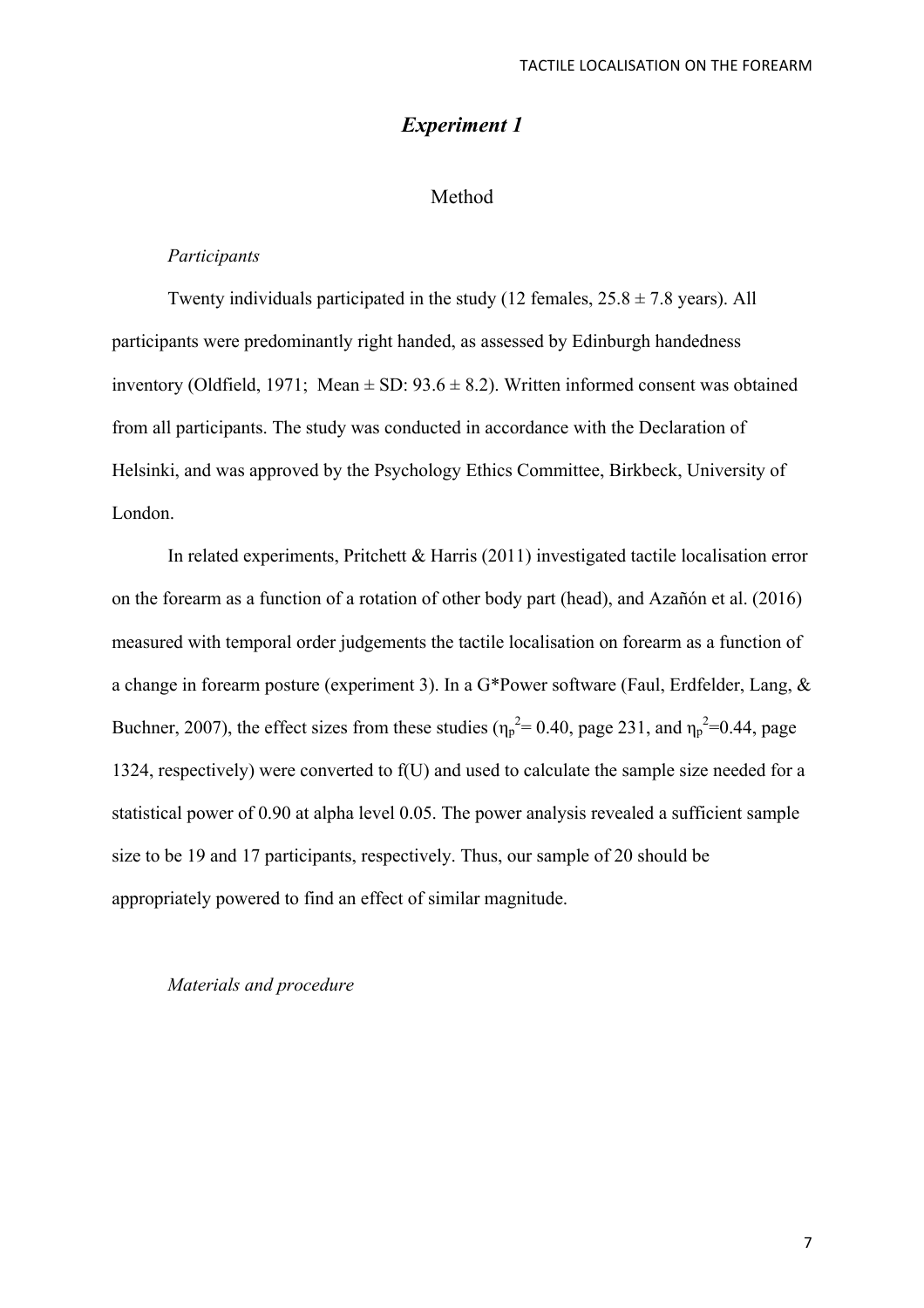## *Experiment 1*

### Method

#### *Participants*

Twenty individuals participated in the study (12 females, 25.8 ± 7.8 years). All participants were predominantly right handed, as assessed by Edinburgh handedness inventory (Oldfield, 1971; Mean ± SD: 93.6 ± 8.2). Written informed consent was obtained from all participants. The study was conducted in accordance with the Declaration of Helsinki, and was approved by the Psychology Ethics Committee, Birkbeck, University of London.

In related experiments, Pritchett & Harris (2011) investigated tactile localisation error on the forearm as a function of a rotation of other body part (head), and Azañón et al. (2016) measured with temporal order judgements the tactile localisation on forearm as a function of a change in forearm posture (experiment 3). In a G*Power software (Faul, Erdfelder, Lang, & Buchner, 2007), the effect sizes from these studies ($\eta_p^2$= 0.40, page 231, and $\eta_p^2$=0.44, page 1324, respectively) were converted to f(U) and used to calculate the sample size needed for a statistical power of 0.90 at alpha level 0.05. The power analysis revealed a sufficient sample size to be 19 and 17 participants, respectively. Thus, our sample of 20 should be appropriately powered to find an effect of similar magnitude.

#### *Materials and procedure*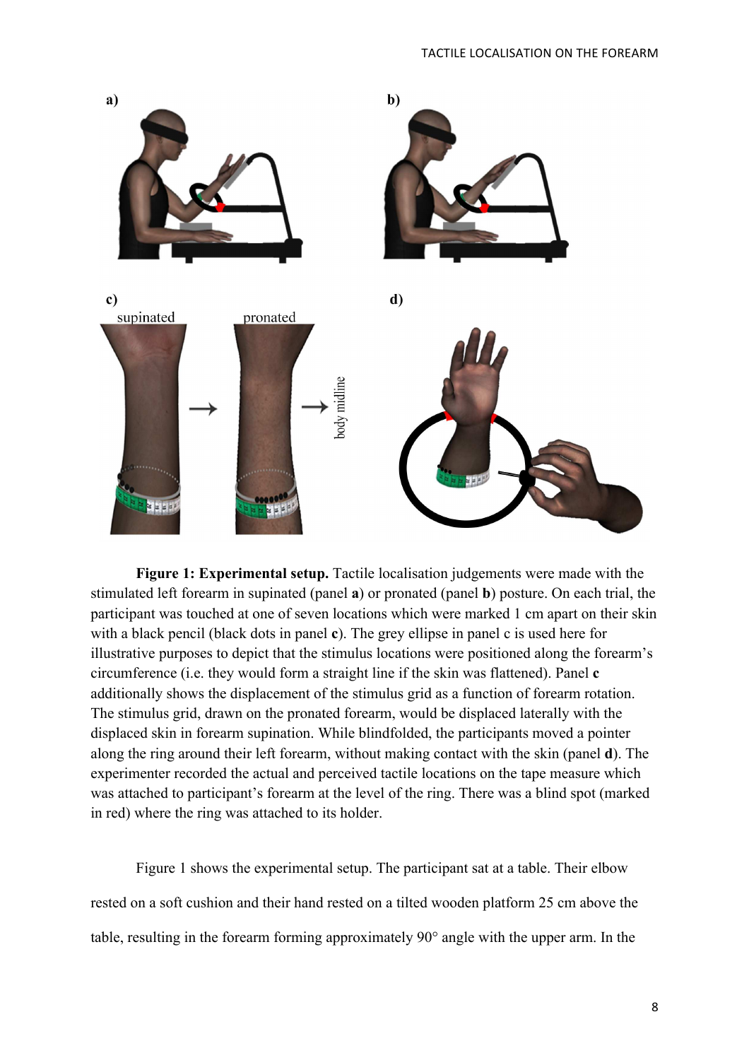**Figure 1: Experimental setup.** Tactile localisation judgements were made with the stimulated left forearm in supinated (panel **a**) or pronated (panel **b**) posture. On each trial, the participant was touched at one of seven locations which were marked 1 cm apart on their skin with a black pencil (black dots in panel **c**). The grey ellipse in panel c is used here for illustrative purposes to depict that the stimulus locations were positioned along the forearm's circumference (i.e. they would form a straight line if the skin was flattened). Panel **c** additionally shows the displacement of the stimulus grid as a function of forearm rotation. The stimulus grid, drawn on the pronated forearm, would be displaced laterally with the displaced skin in forearm supination. While blindfolded, the participants moved a pointer along the ring around their left forearm, without making contact with the skin (panel **d**). The experimenter recorded the actual and perceived tactile locations on the tape measure which was attached to participant's forearm at the level of the ring. There was a blind spot (marked in red) where the ring was attached to its holder.

Figure 1 shows the experimental setup. The participant sat at a table. Their elbow rested on a soft cushion and their hand rested on a tilted wooden platform 25 cm above the table, resulting in the forearm forming approximately 90° angle with the upper arm. In the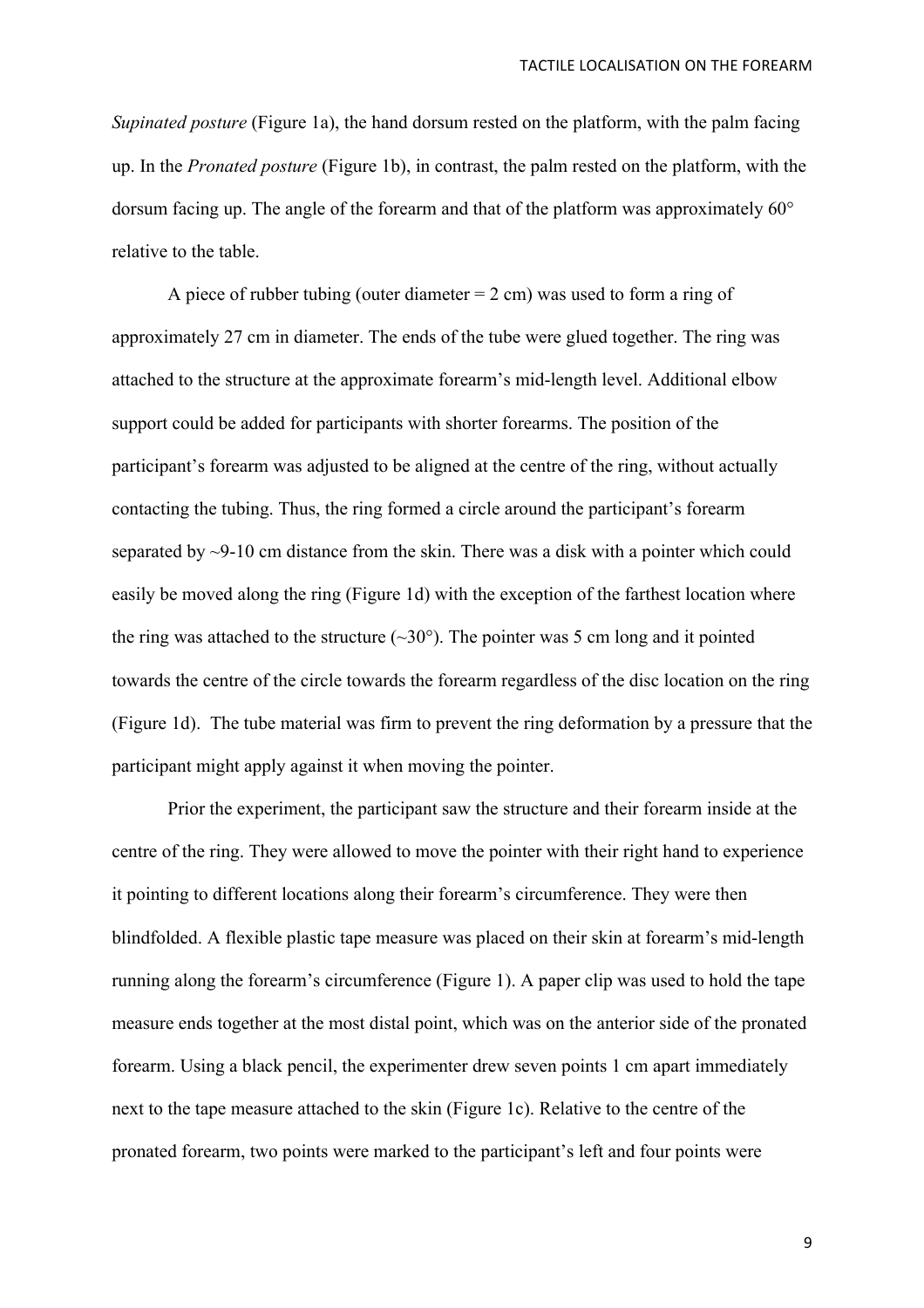*Supinated posture* (Figure 1a), the hand dorsum rested on the platform, with the palm facing up. In the *Pronated posture* (Figure 1b), in contrast, the palm rested on the platform, with the dorsum facing up. The angle of the forearm and that of the platform was approximately 60° relative to the table.

A piece of rubber tubing (outer diameter = 2 cm) was used to form a ring of approximately 27 cm in diameter. The ends of the tube were glued together. The ring was attached to the structure at the approximate forearm's mid-length level. Additional elbow support could be added for participants with shorter forearms. The position of the participant's forearm was adjusted to be aligned at the centre of the ring, without actually contacting the tubing. Thus, the ring formed a circle around the participant's forearm separated by ~9-10 cm distance from the skin. There was a disk with a pointer which could easily be moved along the ring (Figure 1d) with the exception of the farthest location where the ring was attached to the structure (~30°). The pointer was 5 cm long and it pointed towards the centre of the circle towards the forearm regardless of the disc location on the ring (Figure 1d). The tube material was firm to prevent the ring deformation by a pressure that the participant might apply against it when moving the pointer.

Prior the experiment, the participant saw the structure and their forearm inside at the centre of the ring. They were allowed to move the pointer with their right hand to experience it pointing to different locations along their forearm's circumference. They were then blindfolded. A flexible plastic tape measure was placed on their skin at forearm's mid-length running along the forearm's circumference (Figure 1). A paper clip was used to hold the tape measure ends together at the most distal point, which was on the anterior side of the pronated forearm. Using a black pencil, the experimenter drew seven points 1 cm apart immediately next to the tape measure attached to the skin (Figure 1c). Relative to the centre of the pronated forearm, two points were marked to the participant's left and four points were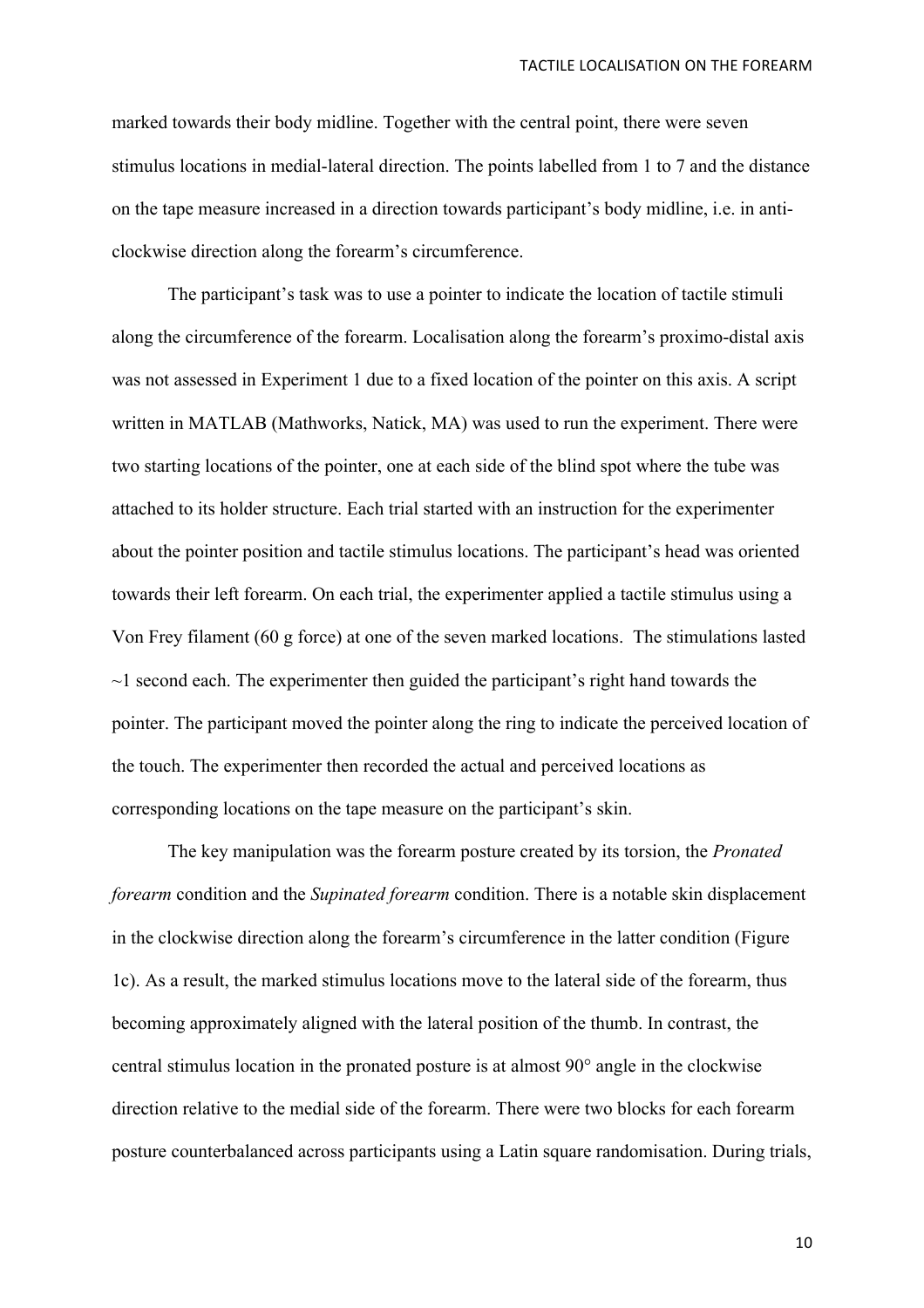marked towards their body midline. Together with the central point, there were seven stimulus locations in medial-lateral direction. The points labelled from 1 to 7 and the distance on the tape measure increased in a direction towards participant's body midline, i.e. in anti-clockwise direction along the forearm's circumference.

The participant's task was to use a pointer to indicate the location of tactile stimuli along the circumference of the forearm. Localisation along the forearm's proximo-distal axis was not assessed in Experiment 1 due to a fixed location of the pointer on this axis. A script written in MATLAB (Mathworks, Natick, MA) was used to run the experiment. There were two starting locations of the pointer, one at each side of the blind spot where the tube was attached to its holder structure. Each trial started with an instruction for the experimenter about the pointer position and tactile stimulus locations. The participant's head was oriented towards their left forearm. On each trial, the experimenter applied a tactile stimulus using a Von Frey filament (60 g force) at one of the seven marked locations. The stimulations lasted ~1 second each. The experimenter then guided the participant's right hand towards the pointer. The participant moved the pointer along the ring to indicate the perceived location of the touch. The experimenter then recorded the actual and perceived locations as corresponding locations on the tape measure on the participant's skin.

The key manipulation was the forearm posture created by its torsion, the *Pronated forearm* condition and the *Supinated forearm* condition. There is a notable skin displacement in the clockwise direction along the forearm's circumference in the latter condition (Figure 1c). As a result, the marked stimulus locations move to the lateral side of the forearm, thus becoming approximately aligned with the lateral position of the thumb. In contrast, the central stimulus location in the pronated posture is at almost 90° angle in the clockwise direction relative to the medial side of the forearm. There were two blocks for each forearm posture counterbalanced across participants using a Latin square randomisation. During trials,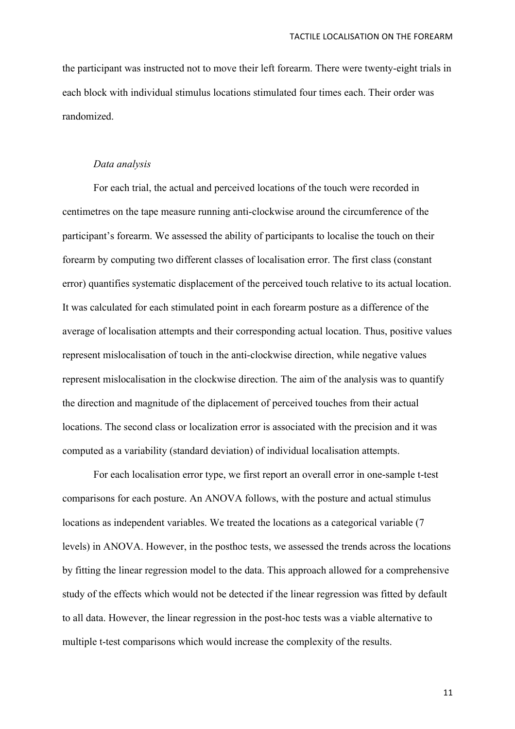the participant was instructed not to move their left forearm. There were twenty-eight trials in each block with individual stimulus locations stimulated four times each. Their order was randomized.

*Data analysis*

For each trial, the actual and perceived locations of the touch were recorded in centimetres on the tape measure running anti-clockwise around the circumference of the participant's forearm. We assessed the ability of participants to localise the touch on their forearm by computing two different classes of localisation error. The first class (constant error) quantifies systematic displacement of the perceived touch relative to its actual location. It was calculated for each stimulated point in each forearm posture as a difference of the average of localisation attempts and their corresponding actual location. Thus, positive values represent mislocalisation of touch in the anti-clockwise direction, while negative values represent mislocalisation in the clockwise direction. The aim of the analysis was to quantify the direction and magnitude of the diplacement of perceived touches from their actual locations. The second class or localization error is associated with the precision and it was computed as a variability (standard deviation) of individual localisation attempts.

For each localisation error type, we first report an overall error in one-sample t-test comparisons for each posture. An ANOVA follows, with the posture and actual stimulus locations as independent variables. We treated the locations as a categorical variable (7 levels) in ANOVA. However, in the posthoc tests, we assessed the trends across the locations by fitting the linear regression model to the data. This approach allowed for a comprehensive study of the effects which would not be detected if the linear regression was fitted by default to all data. However, the linear regression in the post-hoc tests was a viable alternative to multiple t-test comparisons which would increase the complexity of the results.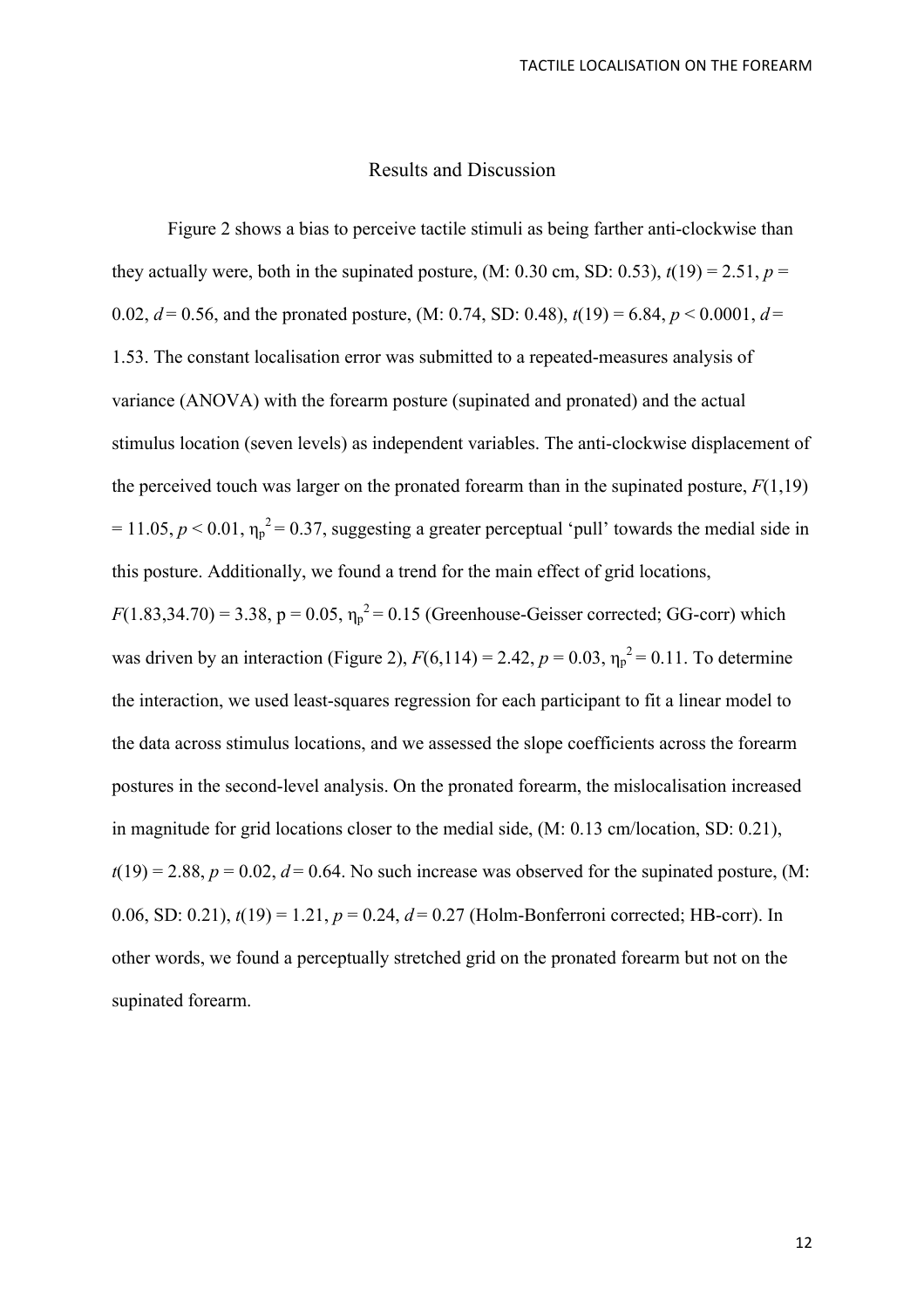# Results and Discussion

Figure 2 shows a bias to perceive tactile stimuli as being farther anti-clockwise than they actually were, both in the supinated posture, (M: 0.30 cm, SD: 0.53), $t(19) = 2.51$, $p = 0.02$, $d = 0.56$, and the pronated posture, (M: 0.74, SD: 0.48), $t(19) = 6.84$, $p < 0.0001$, $d = 1.53$. The constant localisation error was submitted to a repeated-measures analysis of variance (ANOVA) with the forearm posture (supinated and pronated) and the actual stimulus location (seven levels) as independent variables. The anti-clockwise displacement of the perceived touch was larger on the pronated forearm than in the supinated posture, $F(1,19) = 11.05$, $p < 0.01$, $\eta_p^2 = 0.37$, suggesting a greater perceptual 'pull' towards the medial side in this posture. Additionally, we found a trend for the main effect of grid locations, $F(1.83,34.70) = 3.38$, p = 0.05, $\eta_p^2 = 0.15$ (Greenhouse-Geisser corrected; GG-corr) which was driven by an interaction (Figure 2), $F(6,114) = 2.42$, $p = 0.03$, $\eta_p^2 = 0.11$. To determine the interaction, we used least-squares regression for each participant to fit a linear model to the data across stimulus locations, and we assessed the slope coefficients across the forearm postures in the second-level analysis. On the pronated forearm, the mislocalisation increased in magnitude for grid locations closer to the medial side, (M: 0.13 cm/location, SD: 0.21), $t(19) = 2.88$, $p = 0.02$, $d = 0.64$. No such increase was observed for the supinated posture, (M: 0.06, SD: 0.21), $t(19) = 1.21$, $p = 0.24$, $d = 0.27$ (Holm-Bonferroni corrected; HB-corr). In other words, we found a perceptually stretched grid on the pronated forearm but not on the supinated forearm.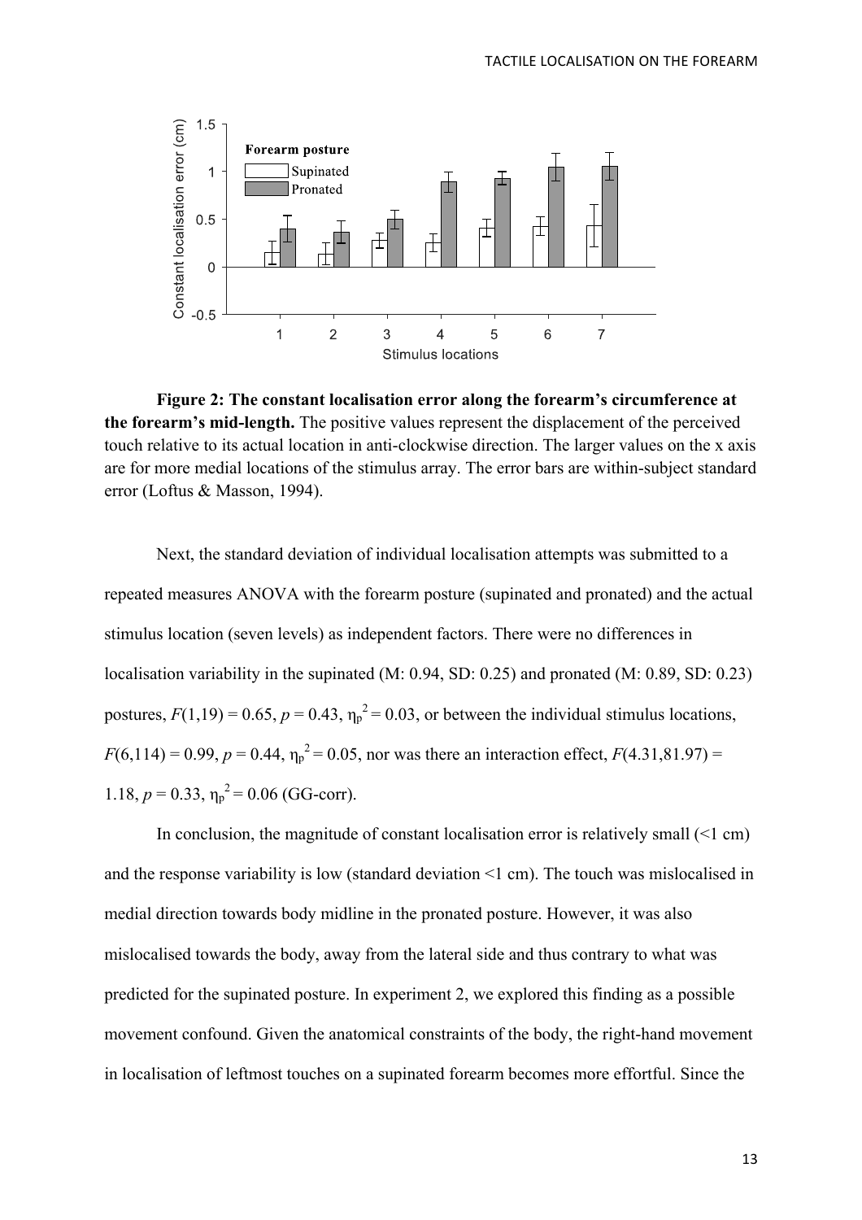**Figure 2: The constant localisation error along the forearm's circumference at the forearm's mid-length.** The positive values represent the displacement of the perceived touch relative to its actual location in anti-clockwise direction. The larger values on the x axis are for more medial locations of the stimulus array. The error bars are within-subject standard error (Loftus & Masson, 1994).

Next, the standard deviation of individual localisation attempts was submitted to a repeated measures ANOVA with the forearm posture (supinated and pronated) and the actual stimulus location (seven levels) as independent factors. There were no differences in localisation variability in the supinated (M: 0.94, SD: 0.25) and pronated (M: 0.89, SD: 0.23) postures, $F(1,19) = 0.65$, $p = 0.43$, $\eta_p^2 = 0.03$, or between the individual stimulus locations, $F(6,114) = 0.99$, $p = 0.44$, $\eta_p^2 = 0.05$, nor was there an interaction effect, $F(4.31,81.97) = 1.18$, $p = 0.33$, $\eta_p^2 = 0.06$ (GG-corr).

In conclusion, the magnitude of constant localisation error is relatively small (<1 cm) and the response variability is low (standard deviation <1 cm). The touch was mislocalised in medial direction towards body midline in the pronated posture. However, it was also mislocalised towards the body, away from the lateral side and thus contrary to what was predicted for the supinated posture. In experiment 2, we explored this finding as a possible movement confound. Given the anatomical constraints of the body, the right-hand movement in localisation of leftmost touches on a supinated forearm becomes more effortful. Since the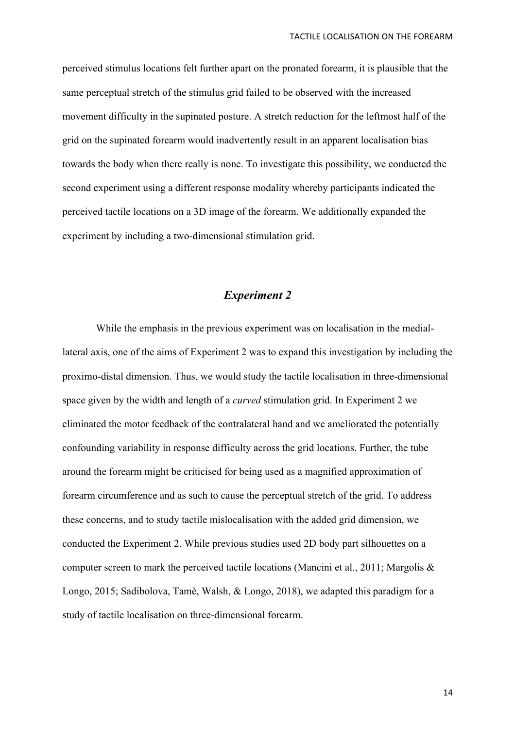perceived stimulus locations felt further apart on the pronated forearm, it is plausible that the same perceptual stretch of the stimulus grid failed to be observed with the increased movement difficulty in the supinated posture. A stretch reduction for the leftmost half of the grid on the supinated forearm would inadvertently result in an apparent localisation bias towards the body when there really is none. To investigate this possibility, we conducted the second experiment using a different response modality whereby participants indicated the perceived tactile locations on a 3D image of the forearm. We additionally expanded the experiment by including a two-dimensional stimulation grid.

## *Experiment 2*

While the emphasis in the previous experiment was on localisation in the medial-lateral axis, one of the aims of Experiment 2 was to expand this investigation by including the proximo-distal dimension. Thus, we would study the tactile localisation in three-dimensional space given by the width and length of a *curved* stimulation grid. In Experiment 2 we eliminated the motor feedback of the contralateral hand and we ameliorated the potentially confounding variability in response difficulty across the grid locations. Further, the tube around the forearm might be criticised for being used as a magnified approximation of forearm circumference and as such to cause the perceptual stretch of the grid. To address these concerns, and to study tactile mislocalisation with the added grid dimension, we conducted the Experiment 2. While previous studies used 2D body part silhouettes on a computer screen to mark the perceived tactile locations (Mancini et al., 2011; Margolis & Longo, 2015; Sadibolova, Tamè, Walsh, & Longo, 2018), we adapted this paradigm for a study of tactile localisation on three-dimensional forearm.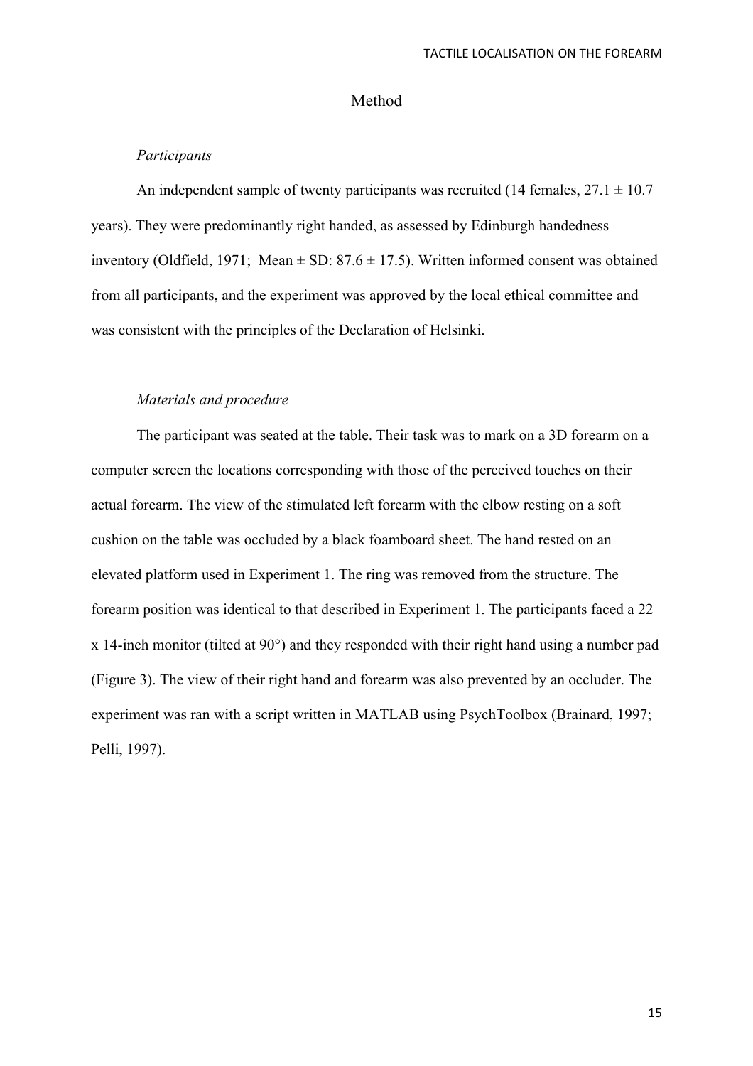## Method

### *Participants*

An independent sample of twenty participants was recruited (14 females, 27.1 ± 10.7 years). They were predominantly right handed, as assessed by Edinburgh handedness inventory (Oldfield, 1971; Mean ± SD: 87.6 ± 17.5). Written informed consent was obtained from all participants, and the experiment was approved by the local ethical committee and was consistent with the principles of the Declaration of Helsinki.

### *Materials and procedure*

The participant was seated at the table. Their task was to mark on a 3D forearm on a computer screen the locations corresponding with those of the perceived touches on their actual forearm. The view of the stimulated left forearm with the elbow resting on a soft cushion on the table was occluded by a black foamboard sheet. The hand rested on an elevated platform used in Experiment 1. The ring was removed from the structure. The forearm position was identical to that described in Experiment 1. The participants faced a 22 x 14-inch monitor (tilted at 90°) and they responded with their right hand using a number pad (Figure 3). The view of their right hand and forearm was also prevented by an occluder. The experiment was ran with a script written in MATLAB using PsychToolbox (Brainard, 1997; Pelli, 1997).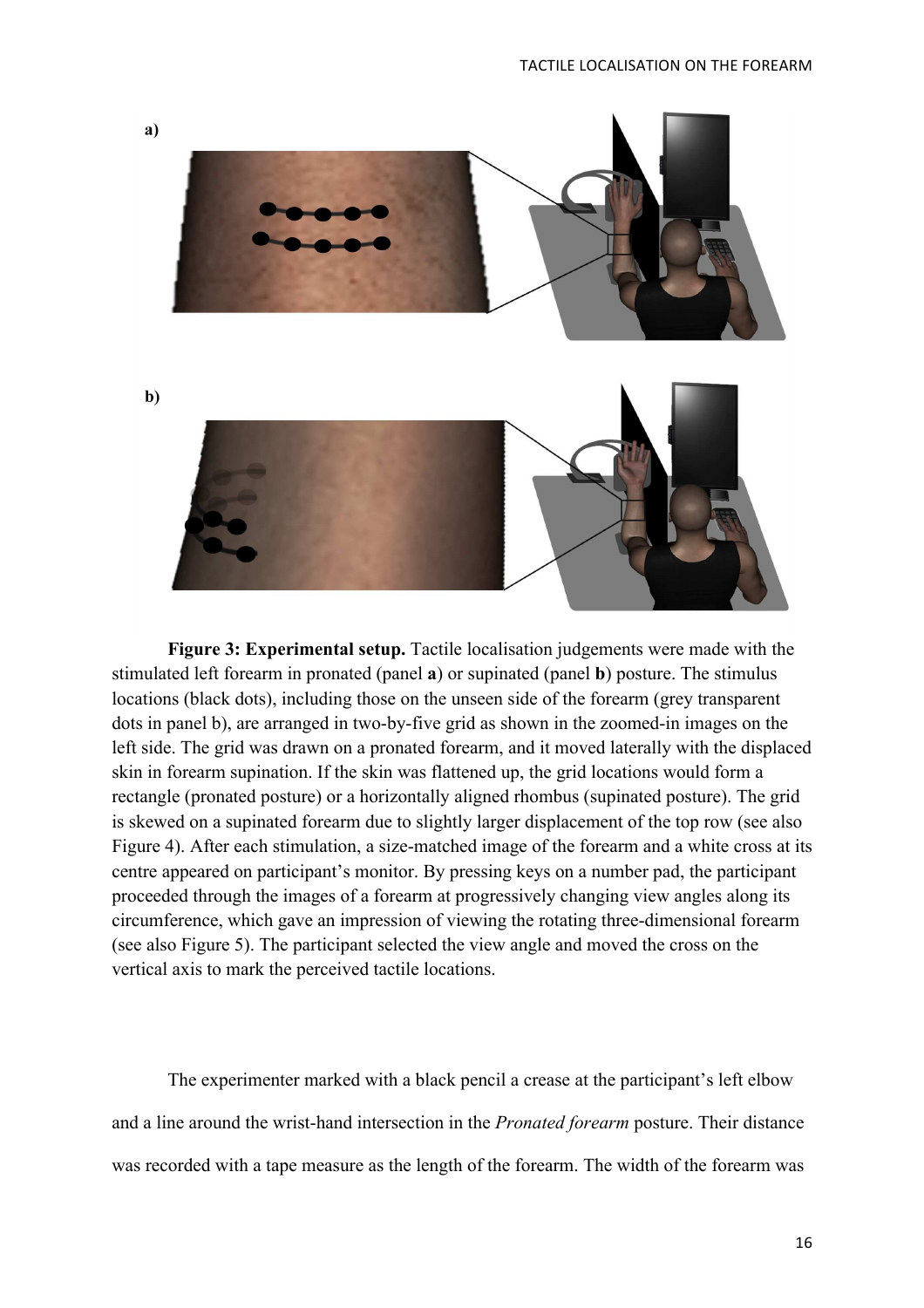**Figure 3: Experimental setup.** Tactile localisation judgements were made with the stimulated left forearm in pronated (panel **a**) or supinated (panel **b**) posture. The stimulus locations (black dots), including those on the unseen side of the forearm (grey transparent dots in panel b), are arranged in two-by-five grid as shown in the zoomed-in images on the left side. The grid was drawn on a pronated forearm, and it moved laterally with the displaced skin in forearm supination. If the skin was flattened up, the grid locations would form a rectangle (pronated posture) or a horizontally aligned rhombus (supinated posture). The grid is skewed on a supinated forearm due to slightly larger displacement of the top row (see also Figure 4). After each stimulation, a size-matched image of the forearm and a white cross at its centre appeared on participant's monitor. By pressing keys on a number pad, the participant proceeded through the images of a forearm at progressively changing view angles along its circumference, which gave an impression of viewing the rotating three-dimensional forearm (see also Figure 5). The participant selected the view angle and moved the cross on the vertical axis to mark the perceived tactile locations.

The experimenter marked with a black pencil a crease at the participant's left elbow and a line around the wrist-hand intersection in the *Pronated forearm* posture. Their distance was recorded with a tape measure as the length of the forearm. The width of the forearm was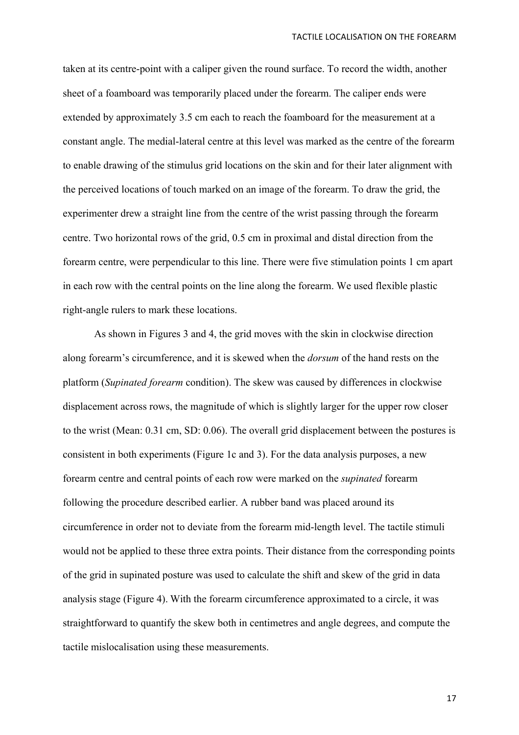taken at its centre-point with a caliper given the round surface. To record the width, another sheet of a foamboard was temporarily placed under the forearm. The caliper ends were extended by approximately 3.5 cm each to reach the foamboard for the measurement at a constant angle. The medial-lateral centre at this level was marked as the centre of the forearm to enable drawing of the stimulus grid locations on the skin and for their later alignment with the perceived locations of touch marked on an image of the forearm. To draw the grid, the experimenter drew a straight line from the centre of the wrist passing through the forearm centre. Two horizontal rows of the grid, 0.5 cm in proximal and distal direction from the forearm centre, were perpendicular to this line. There were five stimulation points 1 cm apart in each row with the central points on the line along the forearm. We used flexible plastic right-angle rulers to mark these locations.

As shown in Figures 3 and 4, the grid moves with the skin in clockwise direction along forearm's circumference, and it is skewed when the *dorsum* of the hand rests on the platform (*Supinated forearm* condition). The skew was caused by differences in clockwise displacement across rows, the magnitude of which is slightly larger for the upper row closer to the wrist (Mean: 0.31 cm, SD: 0.06). The overall grid displacement between the postures is consistent in both experiments (Figure 1c and 3). For the data analysis purposes, a new forearm centre and central points of each row were marked on the *supinated* forearm following the procedure described earlier. A rubber band was placed around its circumference in order not to deviate from the forearm mid-length level. The tactile stimuli would not be applied to these three extra points. Their distance from the corresponding points of the grid in supinated posture was used to calculate the shift and skew of the grid in data analysis stage (Figure 4). With the forearm circumference approximated to a circle, it was straightforward to quantify the skew both in centimetres and angle degrees, and compute the tactile mislocalisation using these measurements.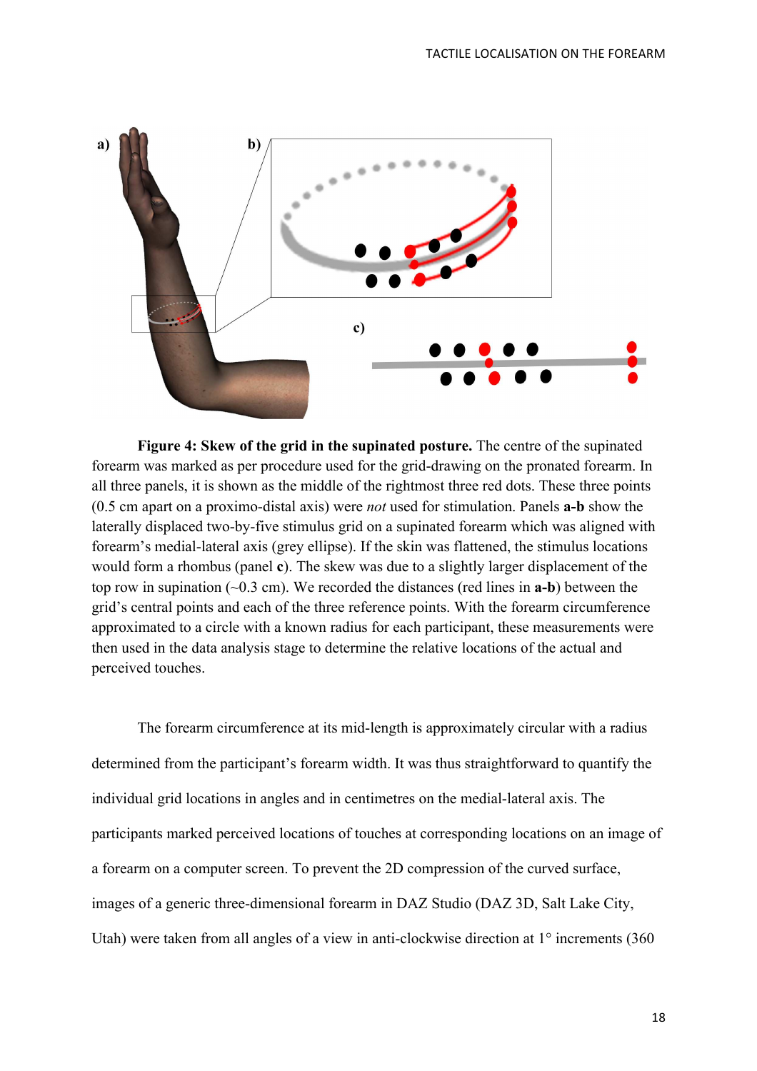**Figure 4: Skew of the grid in the supinated posture.** The centre of the supinated forearm was marked as per procedure used for the grid-drawing on the pronated forearm. In all three panels, it is shown as the middle of the rightmost three red dots. These three points (0.5 cm apart on a proximo-distal axis) were *not* used for stimulation. Panels **a-b** show the laterally displaced two-by-five stimulus grid on a supinated forearm which was aligned with forearm's medial-lateral axis (grey ellipse). If the skin was flattened, the stimulus locations would form a rhombus (panel **c**). The skew was due to a slightly larger displacement of the top row in supination (~0.3 cm). We recorded the distances (red lines in **a-b**) between the grid's central points and each of the three reference points. With the forearm circumference approximated to a circle with a known radius for each participant, these measurements were then used in the data analysis stage to determine the relative locations of the actual and perceived touches.

The forearm circumference at its mid-length is approximately circular with a radius determined from the participant's forearm width. It was thus straightforward to quantify the individual grid locations in angles and in centimetres on the medial-lateral axis. The participants marked perceived locations of touches at corresponding locations on an image of a forearm on a computer screen. To prevent the 2D compression of the curved surface, images of a generic three-dimensional forearm in DAZ Studio (DAZ 3D, Salt Lake City, Utah) were taken from all angles of a view in anti-clockwise direction at 1° increments (360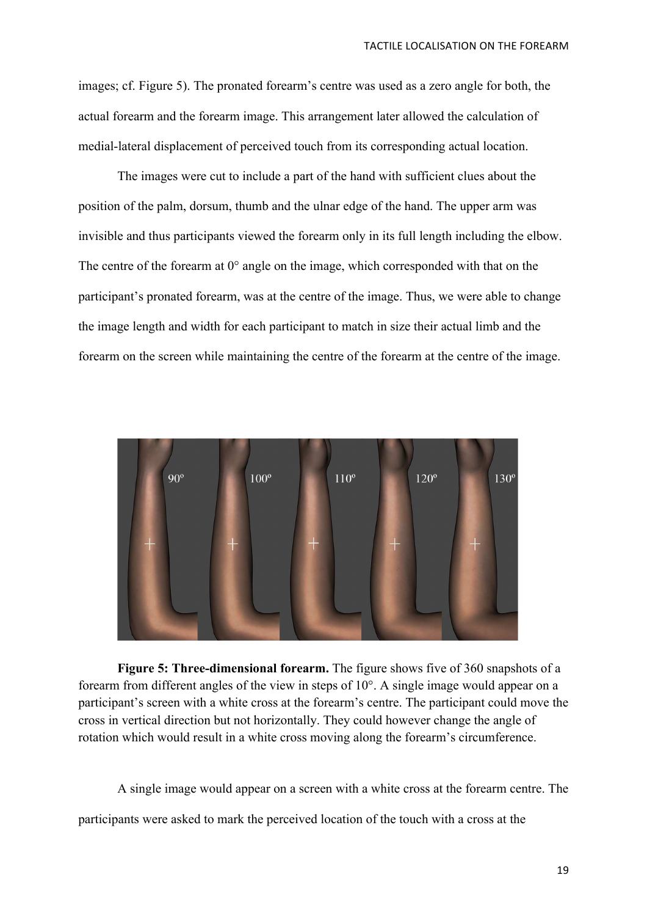images; cf. Figure 5). The pronated forearm's centre was used as a zero angle for both, the actual forearm and the forearm image. This arrangement later allowed the calculation of medial-lateral displacement of perceived touch from its corresponding actual location.

The images were cut to include a part of the hand with sufficient clues about the position of the palm, dorsum, thumb and the ulnar edge of the hand. The upper arm was invisible and thus participants viewed the forearm only in its full length including the elbow. The centre of the forearm at 0° angle on the image, which corresponded with that on the participant's pronated forearm, was at the centre of the image. Thus, we were able to change the image length and width for each participant to match in size their actual limb and the forearm on the screen while maintaining the centre of the forearm at the centre of the image.

**Figure 5: Three-dimensional forearm.** The figure shows five of 360 snapshots of a forearm from different angles of the view in steps of 10°. A single image would appear on a participant's screen with a white cross at the forearm's centre. The participant could move the cross in vertical direction but not horizontally. They could however change the angle of rotation which would result in a white cross moving along the forearm's circumference.

A single image would appear on a screen with a white cross at the forearm centre. The participants were asked to mark the perceived location of the touch with a cross at the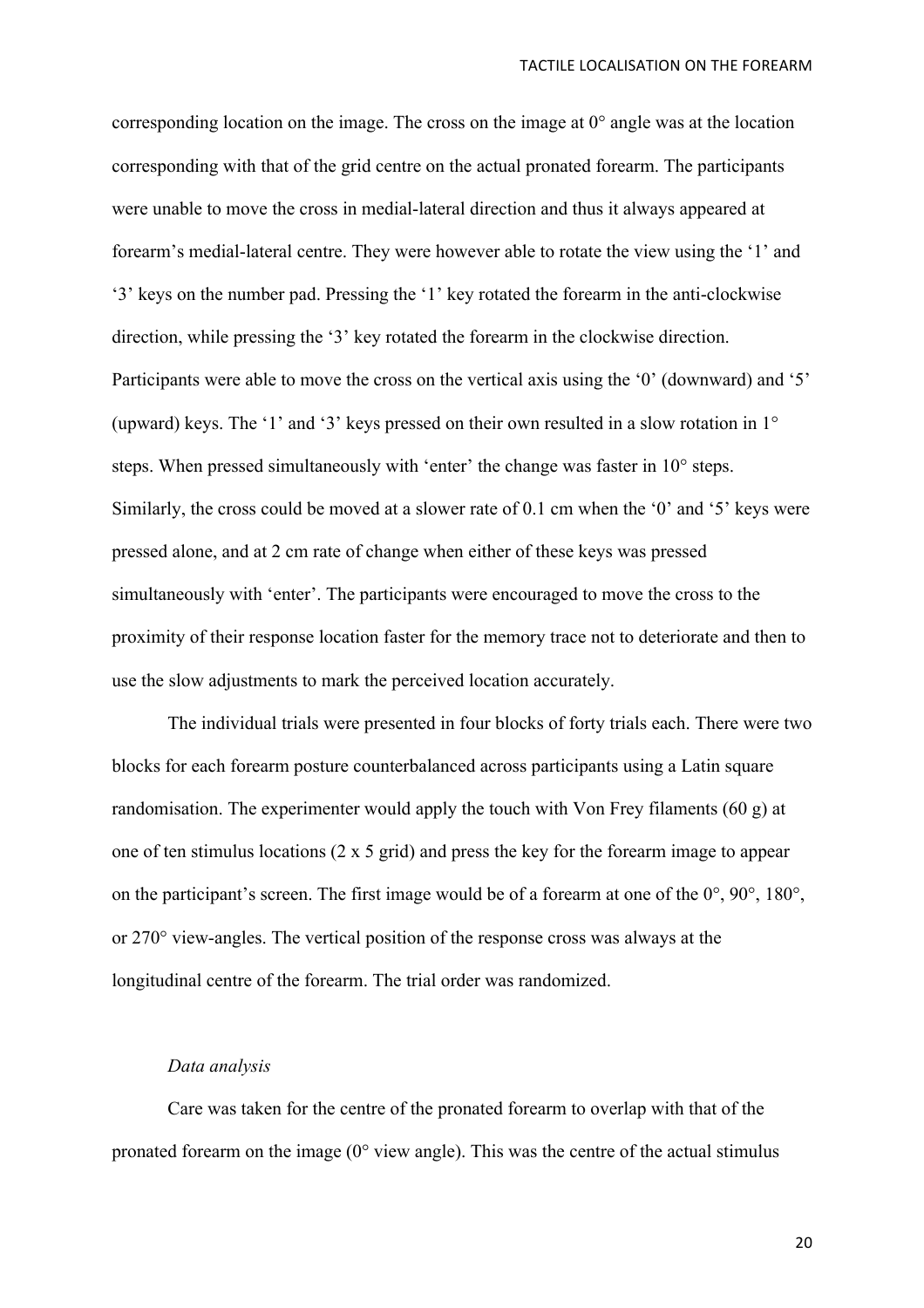corresponding location on the image. The cross on the image at 0° angle was at the location corresponding with that of the grid centre on the actual pronated forearm. The participants were unable to move the cross in medial-lateral direction and thus it always appeared at forearm's medial-lateral centre. They were however able to rotate the view using the '1' and '3' keys on the number pad. Pressing the '1' key rotated the forearm in the anti-clockwise direction, while pressing the '3' key rotated the forearm in the clockwise direction. Participants were able to move the cross on the vertical axis using the '0' (downward) and '5' (upward) keys. The '1' and '3' keys pressed on their own resulted in a slow rotation in 1° steps. When pressed simultaneously with 'enter' the change was faster in 10° steps. Similarly, the cross could be moved at a slower rate of 0.1 cm when the '0' and '5' keys were pressed alone, and at 2 cm rate of change when either of these keys was pressed simultaneously with 'enter'. The participants were encouraged to move the cross to the proximity of their response location faster for the memory trace not to deteriorate and then to use the slow adjustments to mark the perceived location accurately.

The individual trials were presented in four blocks of forty trials each. There were two blocks for each forearm posture counterbalanced across participants using a Latin square randomisation. The experimenter would apply the touch with Von Frey filaments (60 g) at one of ten stimulus locations (2 x 5 grid) and press the key for the forearm image to appear on the participant's screen. The first image would be of a forearm at one of the 0°, 90°, 180°, or 270° view-angles. The vertical position of the response cross was always at the longitudinal centre of the forearm. The trial order was randomized.

### *Data analysis*

Care was taken for the centre of the pronated forearm to overlap with that of the pronated forearm on the image (0° view angle). This was the centre of the actual stimulus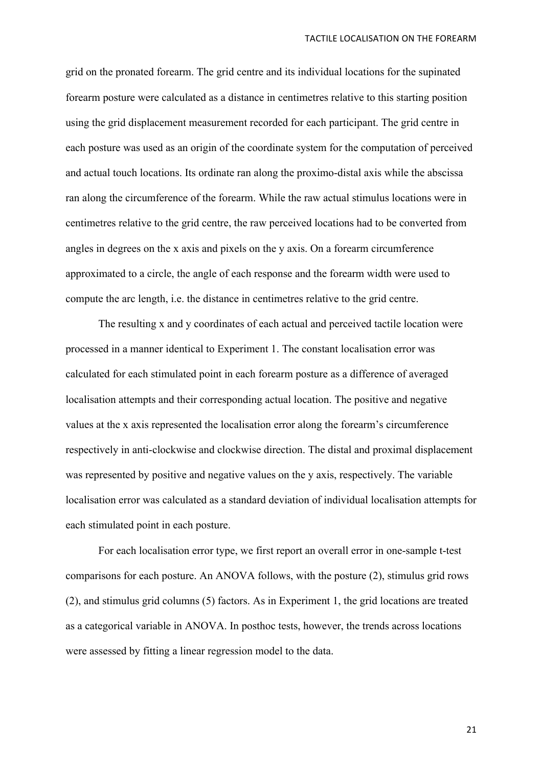grid on the pronated forearm. The grid centre and its individual locations for the supinated forearm posture were calculated as a distance in centimetres relative to this starting position using the grid displacement measurement recorded for each participant. The grid centre in each posture was used as an origin of the coordinate system for the computation of perceived and actual touch locations. Its ordinate ran along the proximo-distal axis while the abscissa ran along the circumference of the forearm. While the raw actual stimulus locations were in centimetres relative to the grid centre, the raw perceived locations had to be converted from angles in degrees on the x axis and pixels on the y axis. On a forearm circumference approximated to a circle, the angle of each response and the forearm width were used to compute the arc length, i.e. the distance in centimetres relative to the grid centre.

The resulting x and y coordinates of each actual and perceived tactile location were processed in a manner identical to Experiment 1. The constant localisation error was calculated for each stimulated point in each forearm posture as a difference of averaged localisation attempts and their corresponding actual location. The positive and negative values at the x axis represented the localisation error along the forearm's circumference respectively in anti-clockwise and clockwise direction. The distal and proximal displacement was represented by positive and negative values on the y axis, respectively. The variable localisation error was calculated as a standard deviation of individual localisation attempts for each stimulated point in each posture.

For each localisation error type, we first report an overall error in one-sample t-test comparisons for each posture. An ANOVA follows, with the posture (2), stimulus grid rows (2), and stimulus grid columns (5) factors. As in Experiment 1, the grid locations are treated as a categorical variable in ANOVA. In posthoc tests, however, the trends across locations were assessed by fitting a linear regression model to the data.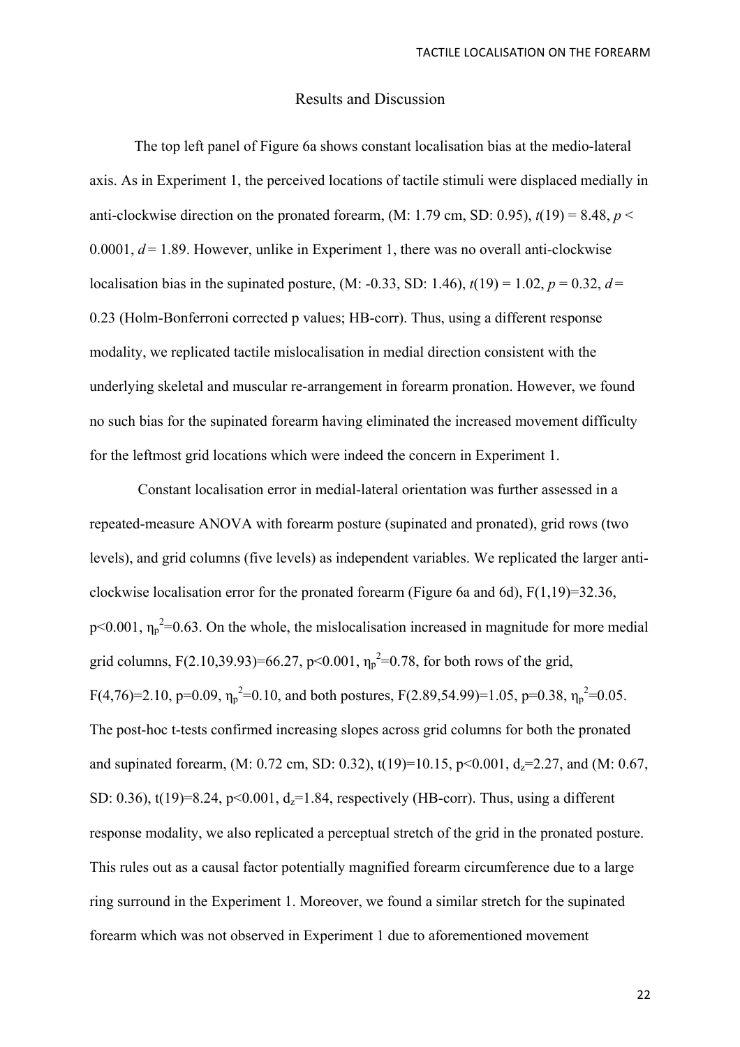## Results and Discussion

The top left panel of Figure 6a shows constant localisation bias at the medio-lateral axis. As in Experiment 1, the perceived locations of tactile stimuli were displaced medially in anti-clockwise direction on the pronated forearm, (M: 1.79 cm, SD: 0.95), $t(19) = 8.48$, $p < 0.0001$, $d = 1.89$. However, unlike in Experiment 1, there was no overall anti-clockwise localisation bias in the supinated posture, (M: -0.33, SD: 1.46), $t(19) = 1.02$, $p = 0.32$, $d = 0.23$ (Holm-Bonferroni corrected p values; HB-corr). Thus, using a different response modality, we replicated tactile mislocalisation in medial direction consistent with the underlying skeletal and muscular re-arrangement in forearm pronation. However, we found no such bias for the supinated forearm having eliminated the increased movement difficulty for the leftmost grid locations which were indeed the concern in Experiment 1.

Constant localisation error in medial-lateral orientation was further assessed in a repeated-measure ANOVA with forearm posture (supinated and pronated), grid rows (two levels), and grid columns (five levels) as independent variables. We replicated the larger anti-clockwise localisation error for the pronated forearm (Figure 6a and 6d), $F(1,19)=32.36$, $p<0.001$, $\eta_p^2=0.63$. On the whole, the mislocalisation increased in magnitude for more medial grid columns, $F(2.10,39.93)=66.27$, $p<0.001$, $\eta_p^2=0.78$, for both rows of the grid, $F(4,76)=2.10$, $p=0.09$, $\eta_p^2=0.10$, and both postures, $F(2.89,54.99)=1.05$, $p=0.38$, $\eta_p^2=0.05$. The post-hoc t-tests confirmed increasing slopes across grid columns for both the pronated and supinated forearm, (M: 0.72 cm, SD: 0.32), $t(19)=10.15$, $p<0.001$, $d_z=2.27$, and (M: 0.67, SD: 0.36), $t(19)=8.24$, $p<0.001$, $d_z=1.84$, respectively (HB-corr). Thus, using a different response modality, we also replicated a perceptual stretch of the grid in the pronated posture. This rules out as a causal factor potentially magnified forearm circumference due to a large ring surround in the Experiment 1. Moreover, we found a similar stretch for the supinated forearm which was not observed in Experiment 1 due to aforementioned movement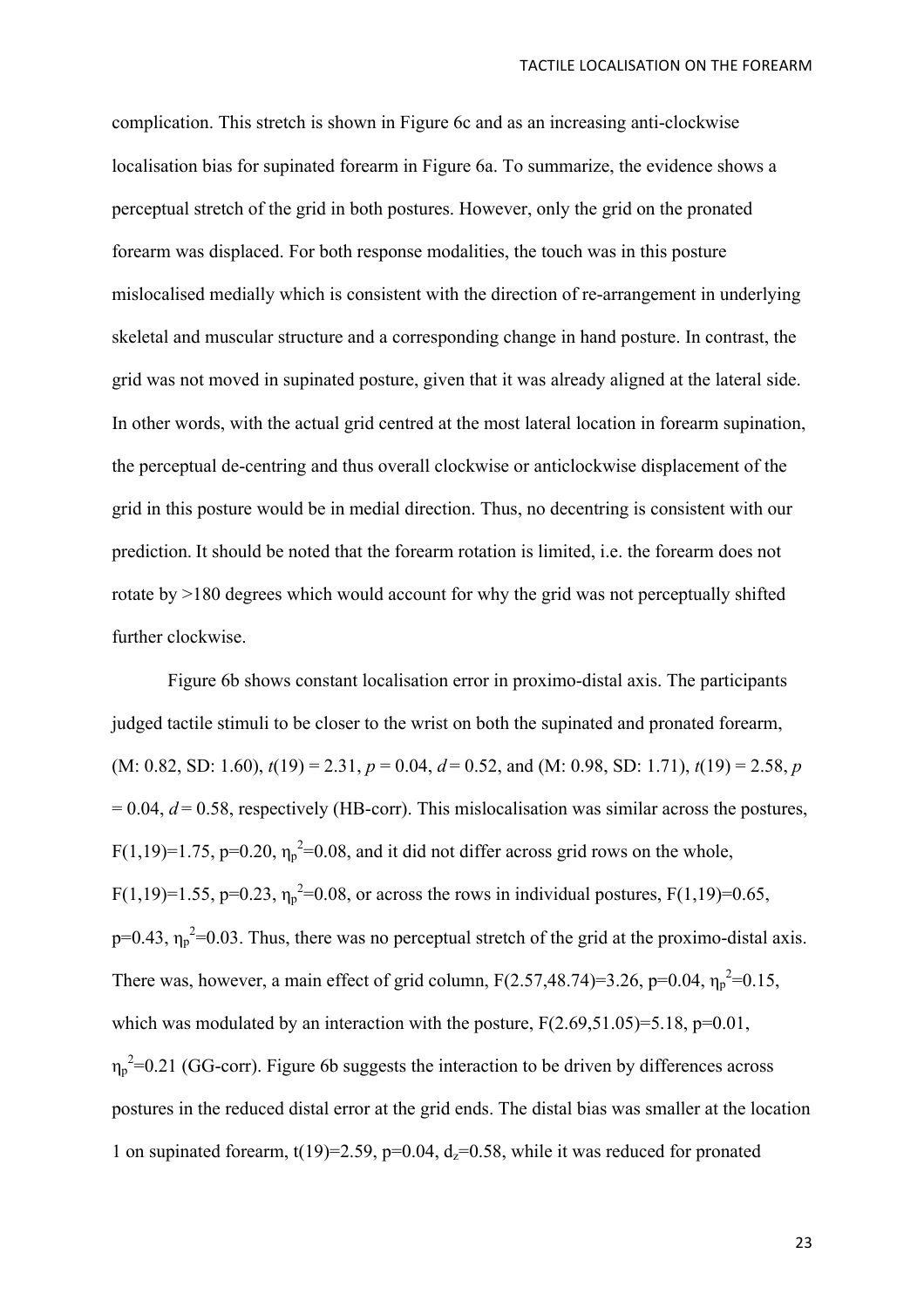complication. This stretch is shown in Figure 6c and as an increasing anti-clockwise localisation bias for supinated forearm in Figure 6a. To summarize, the evidence shows a perceptual stretch of the grid in both postures. However, only the grid on the pronated forearm was displaced. For both response modalities, the touch was in this posture mislocalised medially which is consistent with the direction of re-arrangement in underlying skeletal and muscular structure and a corresponding change in hand posture. In contrast, the grid was not moved in supinated posture, given that it was already aligned at the lateral side. In other words, with the actual grid centred at the most lateral location in forearm supination, the perceptual de-centring and thus overall clockwise or anticlockwise displacement of the grid in this posture would be in medial direction. Thus, no decentring is consistent with our prediction. It should be noted that the forearm rotation is limited, i.e. the forearm does not rotate by >180 degrees which would account for why the grid was not perceptually shifted further clockwise.

Figure 6b shows constant localisation error in proximo-distal axis. The participants judged tactile stimuli to be closer to the wrist on both the supinated and pronated forearm, (M: 0.82, SD: 1.60), $t(19) = 2.31$, $p = 0.04$, $d = 0.52$, and (M: 0.98, SD: 1.71), $t(19) = 2.58$, $p = 0.04$, $d = 0.58$, respectively (HB-corr). This mislocalisation was similar across the postures, $F(1,19)=1.75$, $p=0.20$, $\eta_p^2=0.08$, and it did not differ across grid rows on the whole, $F(1,19)=1.55$, $p=0.23$, $\eta_p^2=0.08$, or across the rows in individual postures, $F(1,19)=0.65$, $p=0.43$, $\eta_p^2=0.03$. Thus, there was no perceptual stretch of the grid at the proximo-distal axis. There was, however, a main effect of grid column, $F(2.57,48.74)=3.26$, $p=0.04$, $\eta_p^2=0.15$, which was modulated by an interaction with the posture, $F(2.69,51.05)=5.18$, $p=0.01$, $\eta_p^2=0.21$ (GG-corr). Figure 6b suggests the interaction to be driven by differences across postures in the reduced distal error at the grid ends. The distal bias was smaller at the location 1 on supinated forearm, $t(19)=2.59$, $p=0.04$, $d_z=0.58$, while it was reduced for pronated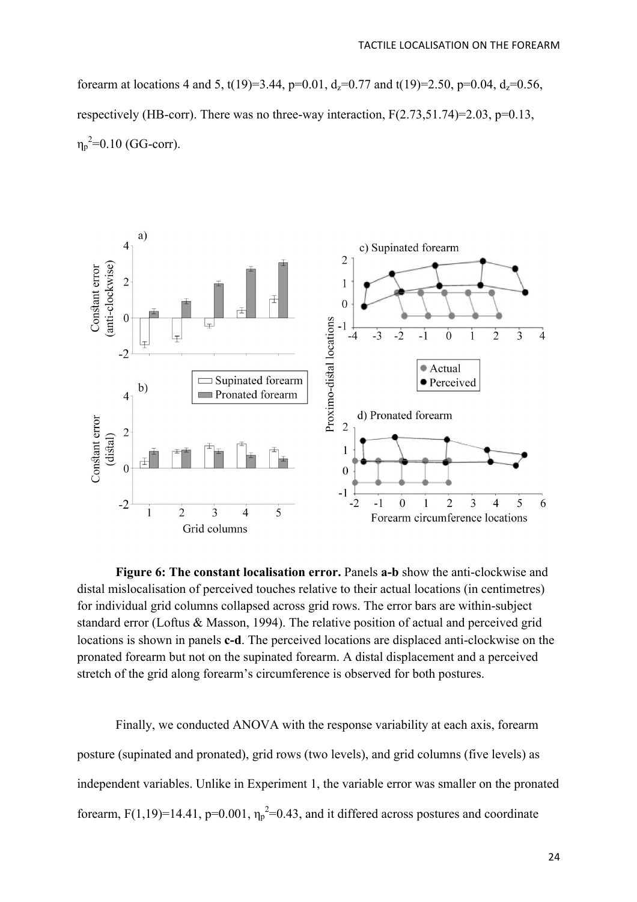forearm at locations 4 and 5, $t(19)=3.44$, $p=0.01$, $d_z=0.77$ and $t(19)=2.50$, $p=0.04$, $d_z=0.56$, respectively (HB-corr). There was no three-way interaction, $F(2.73,51.74)=2.03$, $p=0.13$, $\eta_p^2=0.10$ (GG-corr).

**Figure 6: The constant localisation error.** Panels **a-b** show the anti-clockwise and distal mislocalisation of perceived touches relative to their actual locations (in centimetres) for individual grid columns collapsed across grid rows. The error bars are within-subject standard error (Loftus & Masson, 1994). The relative position of actual and perceived grid locations is shown in panels **c-d**. The perceived locations are displaced anti-clockwise on the pronated forearm but not on the supinated forearm. A distal displacement and a perceived stretch of the grid along forearm's circumference is observed for both postures.

Finally, we conducted ANOVA with the response variability at each axis, forearm posture (supinated and pronated), grid rows (two levels), and grid columns (five levels) as independent variables. Unlike in Experiment 1, the variable error was smaller on the pronated forearm, $F(1,19)=14.41$, $p=0.001$, $\eta_p^2=0.43$, and it differed across postures and coordinate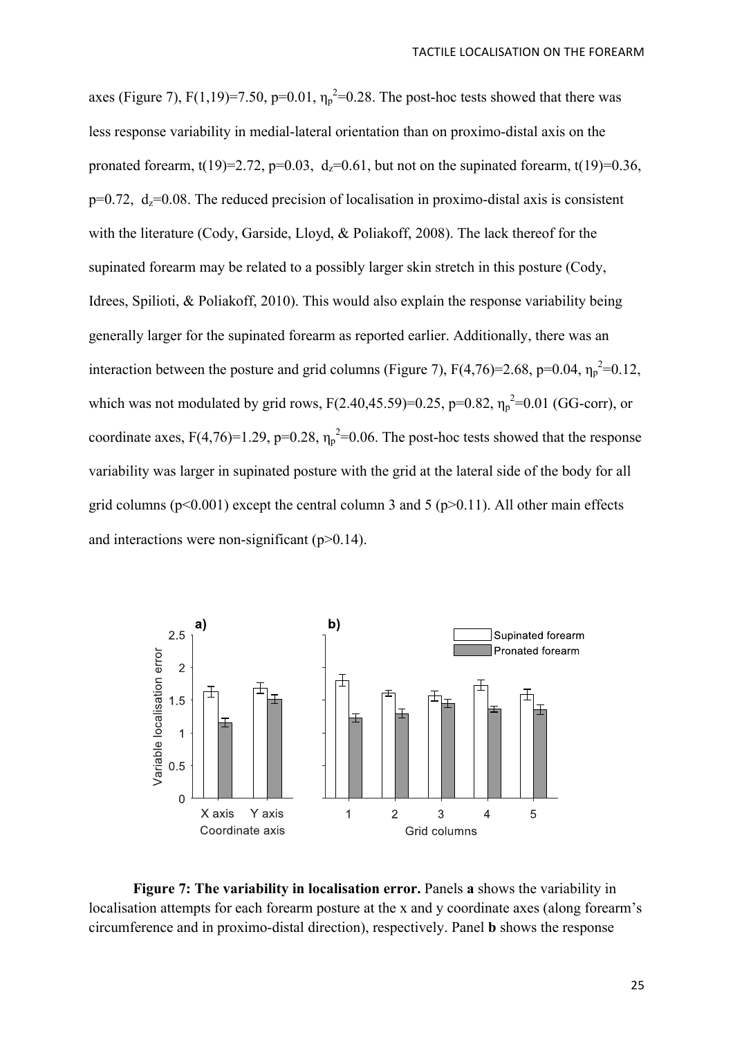axes (Figure 7), $F(1,19)=7.50$, $p=0.01$, $\eta_p^2=0.28$. The post-hoc tests showed that there was less response variability in medial-lateral orientation than on proximo-distal axis on the pronated forearm, $t(19)=2.72$, $p=0.03$, $d_z=0.61$, but not on the supinated forearm, $t(19)=0.36$, $p=0.72$, $d_z=0.08$. The reduced precision of localisation in proximo-distal axis is consistent with the literature (Cody, Garside, Lloyd, & Poliakoff, 2008). The lack thereof for the supinated forearm may be related to a possibly larger skin stretch in this posture (Cody, Idrees, Spilioti, & Poliakoff, 2010). This would also explain the response variability being generally larger for the supinated forearm as reported earlier. Additionally, there was an interaction between the posture and grid columns (Figure 7), $F(4,76)=2.68$, $p=0.04$, $\eta_p^2=0.12$, which was not modulated by grid rows, $F(2.40,45.59)=0.25$, $p=0.82$, $\eta_p^2=0.01$ (GG-corr), or coordinate axes, $F(4,76)=1.29$, $p=0.28$, $\eta_p^2=0.06$. The post-hoc tests showed that the response variability was larger in supinated posture with the grid at the lateral side of the body for all grid columns ($p<0.001$) except the central column 3 and 5 ($p>0.11$). All other main effects and interactions were non-significant ($p>0.14$).

**Figure 7: The variability in localisation error.** Panels **a** shows the variability in localisation attempts for each forearm posture at the x and y coordinate axes (along forearm's circumference and in proximo-distal direction), respectively. Panel **b** shows the response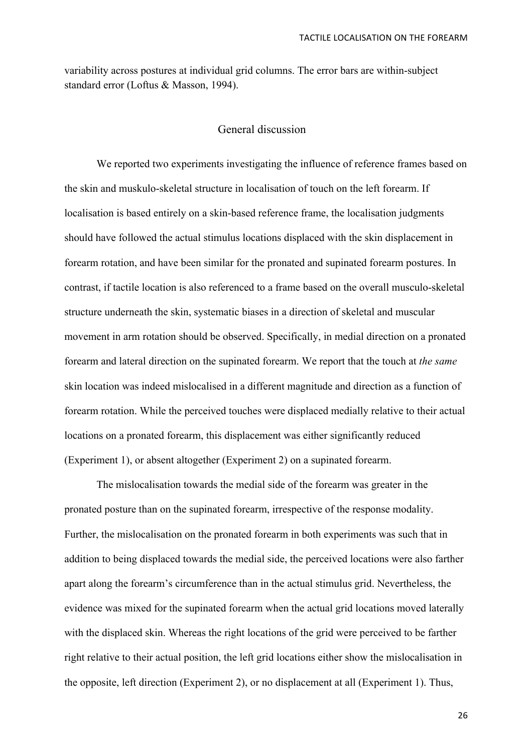variability across postures at individual grid columns. The error bars are within-subject standard error (Loftus & Masson, 1994).

## General discussion

We reported two experiments investigating the influence of reference frames based on the skin and muskulo-skeletal structure in localisation of touch on the left forearm. If localisation is based entirely on a skin-based reference frame, the localisation judgments should have followed the actual stimulus locations displaced with the skin displacement in forearm rotation, and have been similar for the pronated and supinated forearm postures. In contrast, if tactile location is also referenced to a frame based on the overall musculo-skeletal structure underneath the skin, systematic biases in a direction of skeletal and muscular movement in arm rotation should be observed. Specifically, in medial direction on a pronated forearm and lateral direction on the supinated forearm. We report that the touch at *the same* skin location was indeed mislocalised in a different magnitude and direction as a function of forearm rotation. While the perceived touches were displaced medially relative to their actual locations on a pronated forearm, this displacement was either significantly reduced (Experiment 1), or absent altogether (Experiment 2) on a supinated forearm.

The mislocalisation towards the medial side of the forearm was greater in the pronated posture than on the supinated forearm, irrespective of the response modality. Further, the mislocalisation on the pronated forearm in both experiments was such that in addition to being displaced towards the medial side, the perceived locations were also farther apart along the forearm's circumference than in the actual stimulus grid. Nevertheless, the evidence was mixed for the supinated forearm when the actual grid locations moved laterally with the displaced skin. Whereas the right locations of the grid were perceived to be farther right relative to their actual position, the left grid locations either show the mislocalisation in the opposite, left direction (Experiment 2), or no displacement at all (Experiment 1). Thus,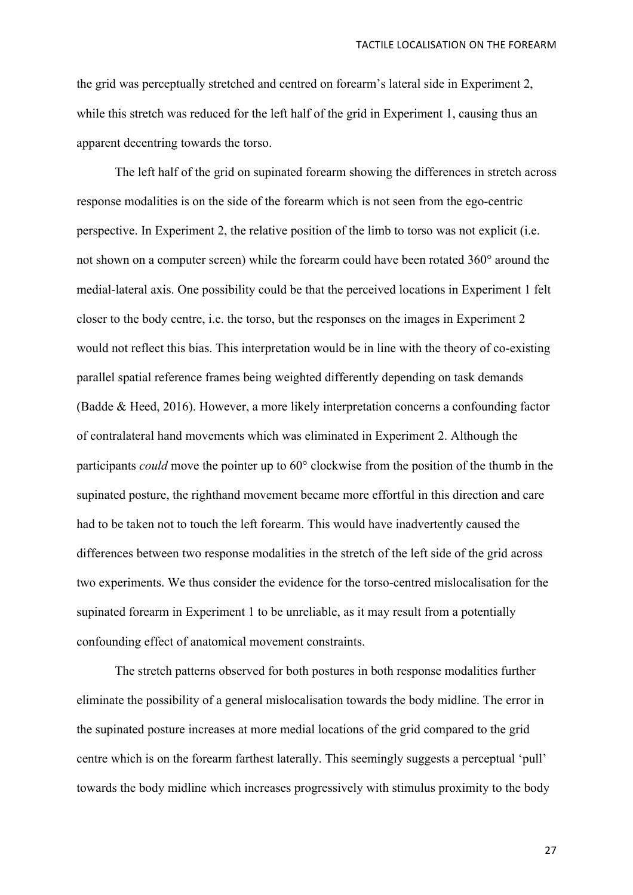the grid was perceptually stretched and centred on forearm's lateral side in Experiment 2, while this stretch was reduced for the left half of the grid in Experiment 1, causing thus an apparent decentring towards the torso.

The left half of the grid on supinated forearm showing the differences in stretch across response modalities is on the side of the forearm which is not seen from the ego-centric perspective. In Experiment 2, the relative position of the limb to torso was not explicit (i.e. not shown on a computer screen) while the forearm could have been rotated 360° around the medial-lateral axis. One possibility could be that the perceived locations in Experiment 1 felt closer to the body centre, i.e. the torso, but the responses on the images in Experiment 2 would not reflect this bias. This interpretation would be in line with the theory of co-existing parallel spatial reference frames being weighted differently depending on task demands (Badde & Heed, 2016). However, a more likely interpretation concerns a confounding factor of contralateral hand movements which was eliminated in Experiment 2. Although the participants *could* move the pointer up to 60° clockwise from the position of the thumb in the supinated posture, the righthand movement became more effortful in this direction and care had to be taken not to touch the left forearm. This would have inadvertently caused the differences between two response modalities in the stretch of the left side of the grid across two experiments. We thus consider the evidence for the torso-centred mislocalisation for the supinated forearm in Experiment 1 to be unreliable, as it may result from a potentially confounding effect of anatomical movement constraints.

The stretch patterns observed for both postures in both response modalities further eliminate the possibility of a general mislocalisation towards the body midline. The error in the supinated posture increases at more medial locations of the grid compared to the grid centre which is on the forearm farthest laterally. This seemingly suggests a perceptual 'pull' towards the body midline which increases progressively with stimulus proximity to the body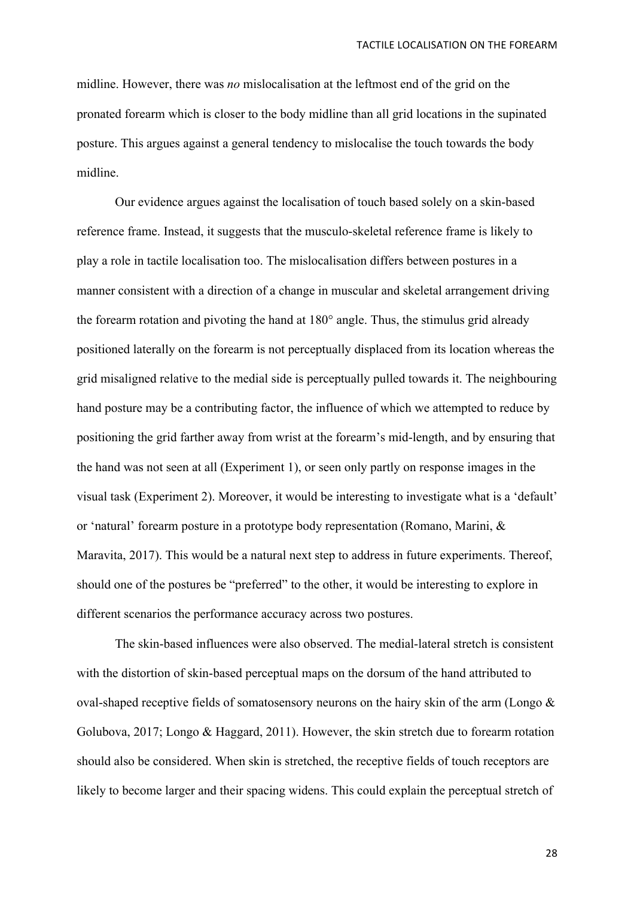midline. However, there was *no* mislocalisation at the leftmost end of the grid on the pronated forearm which is closer to the body midline than all grid locations in the supinated posture. This argues against a general tendency to mislocalise the touch towards the body midline.

Our evidence argues against the localisation of touch based solely on a skin-based reference frame. Instead, it suggests that the musculo-skeletal reference frame is likely to play a role in tactile localisation too. The mislocalisation differs between postures in a manner consistent with a direction of a change in muscular and skeletal arrangement driving the forearm rotation and pivoting the hand at 180° angle. Thus, the stimulus grid already positioned laterally on the forearm is not perceptually displaced from its location whereas the grid misaligned relative to the medial side is perceptually pulled towards it. The neighbouring hand posture may be a contributing factor, the influence of which we attempted to reduce by positioning the grid farther away from wrist at the forearm's mid-length, and by ensuring that the hand was not seen at all (Experiment 1), or seen only partly on response images in the visual task (Experiment 2). Moreover, it would be interesting to investigate what is a 'default' or 'natural' forearm posture in a prototype body representation (Romano, Marini, & Maravita, 2017). This would be a natural next step to address in future experiments. Thereof, should one of the postures be "preferred" to the other, it would be interesting to explore in different scenarios the performance accuracy across two postures.

The skin-based influences were also observed. The medial-lateral stretch is consistent with the distortion of skin-based perceptual maps on the dorsum of the hand attributed to oval-shaped receptive fields of somatosensory neurons on the hairy skin of the arm (Longo & Golubova, 2017; Longo & Haggard, 2011). However, the skin stretch due to forearm rotation should also be considered. When skin is stretched, the receptive fields of touch receptors are likely to become larger and their spacing widens. This could explain the perceptual stretch of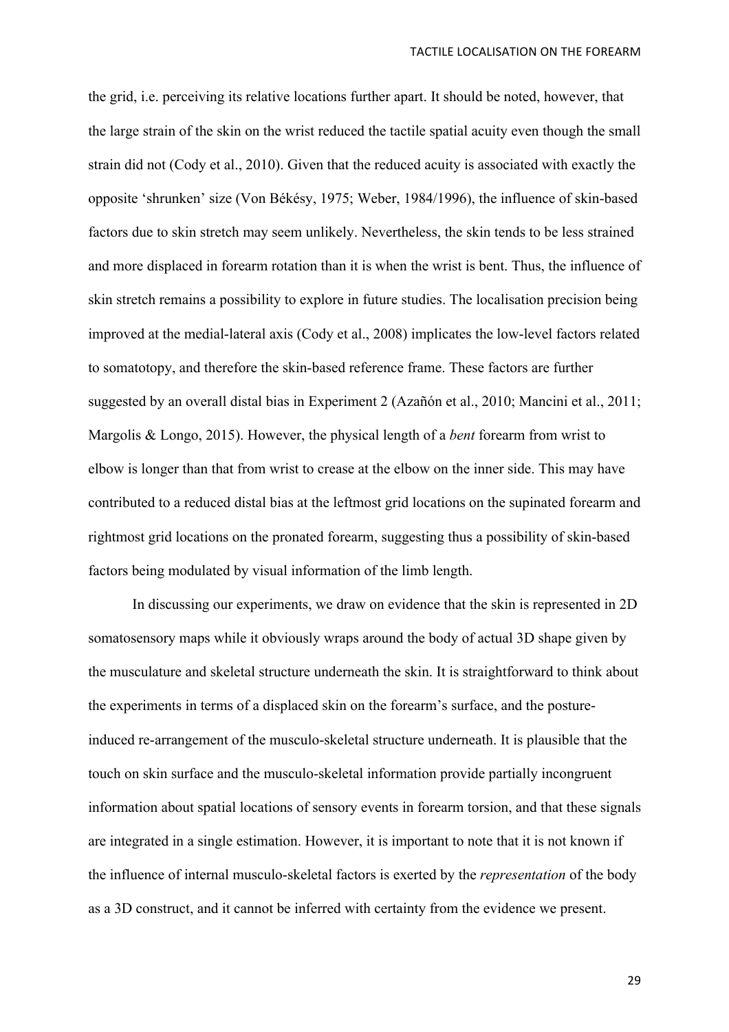the grid, i.e. perceiving its relative locations further apart. It should be noted, however, that the large strain of the skin on the wrist reduced the tactile spatial acuity even though the small strain did not (Cody et al., 2010). Given that the reduced acuity is associated with exactly the opposite 'shrunken' size (Von Békésy, 1975; Weber, 1984/1996), the influence of skin-based factors due to skin stretch may seem unlikely. Nevertheless, the skin tends to be less strained and more displaced in forearm rotation than it is when the wrist is bent. Thus, the influence of skin stretch remains a possibility to explore in future studies. The localisation precision being improved at the medial-lateral axis (Cody et al., 2008) implicates the low-level factors related to somatotopy, and therefore the skin-based reference frame. These factors are further suggested by an overall distal bias in Experiment 2 (Azañón et al., 2010; Mancini et al., 2011; Margolis & Longo, 2015). However, the physical length of a *bent* forearm from wrist to elbow is longer than that from wrist to crease at the elbow on the inner side. This may have contributed to a reduced distal bias at the leftmost grid locations on the supinated forearm and rightmost grid locations on the pronated forearm, suggesting thus a possibility of skin-based factors being modulated by visual information of the limb length.

In discussing our experiments, we draw on evidence that the skin is represented in 2D somatosensory maps while it obviously wraps around the body of actual 3D shape given by the musculature and skeletal structure underneath the skin. It is straightforward to think about the experiments in terms of a displaced skin on the forearm's surface, and the posture-induced re-arrangement of the musculo-skeletal structure underneath. It is plausible that the touch on skin surface and the musculo-skeletal information provide partially incongruent information about spatial locations of sensory events in forearm torsion, and that these signals are integrated in a single estimation. However, it is important to note that it is not known if the influence of internal musculo-skeletal factors is exerted by the *representation* of the body as a 3D construct, and it cannot be inferred with certainty from the evidence we present.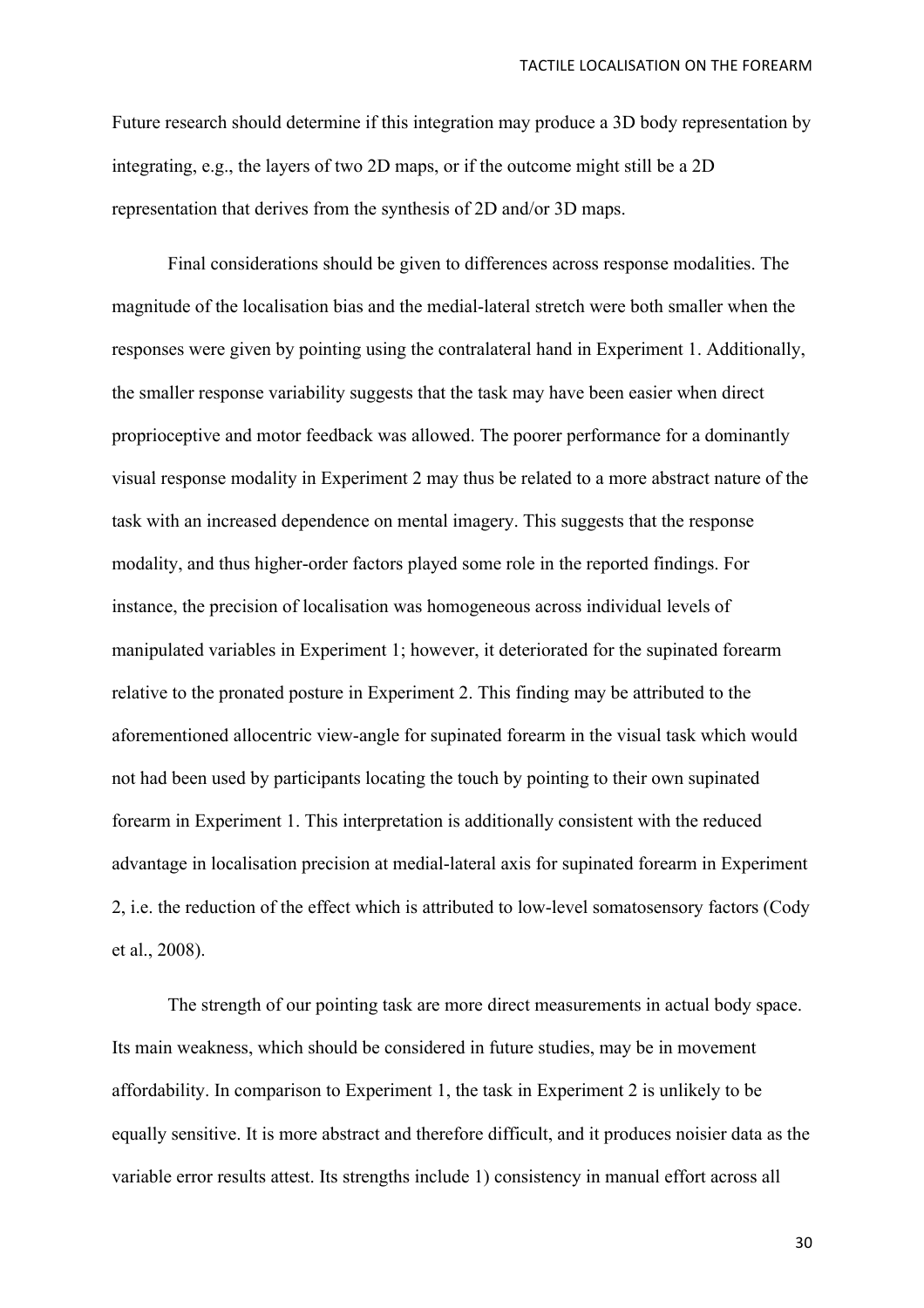Future research should determine if this integration may produce a 3D body representation by integrating, e.g., the layers of two 2D maps, or if the outcome might still be a 2D representation that derives from the synthesis of 2D and/or 3D maps.

Final considerations should be given to differences across response modalities. The magnitude of the localisation bias and the medial-lateral stretch were both smaller when the responses were given by pointing using the contralateral hand in Experiment 1. Additionally, the smaller response variability suggests that the task may have been easier when direct proprioceptive and motor feedback was allowed. The poorer performance for a dominantly visual response modality in Experiment 2 may thus be related to a more abstract nature of the task with an increased dependence on mental imagery. This suggests that the response modality, and thus higher-order factors played some role in the reported findings. For instance, the precision of localisation was homogeneous across individual levels of manipulated variables in Experiment 1; however, it deteriorated for the supinated forearm relative to the pronated posture in Experiment 2. This finding may be attributed to the aforementioned allocentric view-angle for supinated forearm in the visual task which would not had been used by participants locating the touch by pointing to their own supinated forearm in Experiment 1. This interpretation is additionally consistent with the reduced advantage in localisation precision at medial-lateral axis for supinated forearm in Experiment 2, i.e. the reduction of the effect which is attributed to low-level somatosensory factors (Cody et al., 2008).

The strength of our pointing task are more direct measurements in actual body space. Its main weakness, which should be considered in future studies, may be in movement affordability. In comparison to Experiment 1, the task in Experiment 2 is unlikely to be equally sensitive. It is more abstract and therefore difficult, and it produces noisier data as the variable error results attest. Its strengths include 1) consistency in manual effort across all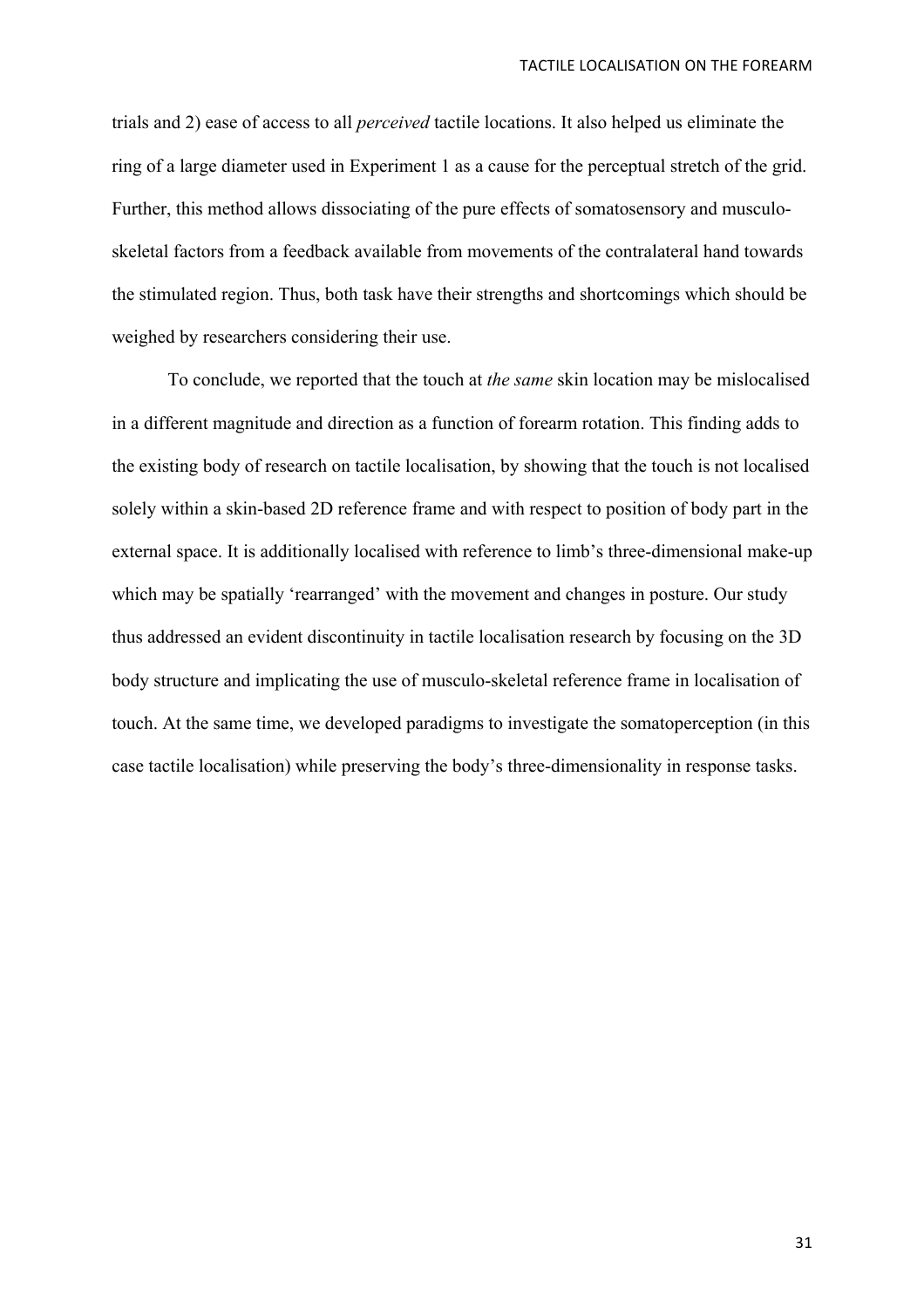trials and 2) ease of access to all *perceived* tactile locations. It also helped us eliminate the ring of a large diameter used in Experiment 1 as a cause for the perceptual stretch of the grid. Further, this method allows dissociating of the pure effects of somatosensory and musculo-skeletal factors from a feedback available from movements of the contralateral hand towards the stimulated region. Thus, both task have their strengths and shortcomings which should be weighed by researchers considering their use.

To conclude, we reported that the touch at *the same* skin location may be mislocalised in a different magnitude and direction as a function of forearm rotation. This finding adds to the existing body of research on tactile localisation, by showing that the touch is not localised solely within a skin-based 2D reference frame and with respect to position of body part in the external space. It is additionally localised with reference to limb's three-dimensional make-up which may be spatially 'rearranged' with the movement and changes in posture. Our study thus addressed an evident discontinuity in tactile localisation research by focusing on the 3D body structure and implicating the use of musculo-skeletal reference frame in localisation of touch. At the same time, we developed paradigms to investigate the somatoperception (in this case tactile localisation) while preserving the body's three-dimensionality in response tasks.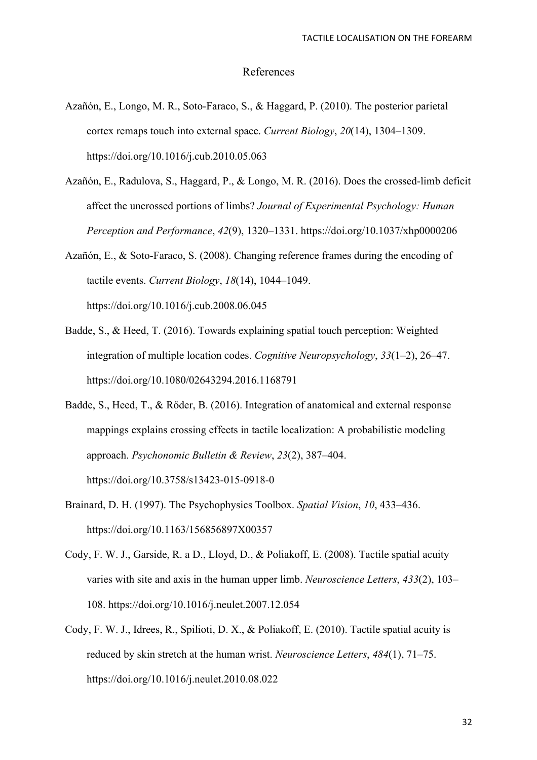# References

Azañón, E., Longo, M. R., Soto-Faraco, S., & Haggard, P. (2010). The posterior parietal cortex remaps touch into external space. *Current Biology*, *20*(14), 1304–1309. https://doi.org/10.1016/j.cub.2010.05.063

Azañón, E., Radulova, S., Haggard, P., & Longo, M. R. (2016). Does the crossed-limb deficit affect the uncrossed portions of limbs? *Journal of Experimental Psychology: Human Perception and Performance*, *42*(9), 1320–1331. https://doi.org/10.1037/xhp0000206

Azañón, E., & Soto-Faraco, S. (2008). Changing reference frames during the encoding of tactile events. *Current Biology*, *18*(14), 1044–1049. https://doi.org/10.1016/j.cub.2008.06.045

Badde, S., & Heed, T. (2016). Towards explaining spatial touch perception: Weighted integration of multiple location codes. *Cognitive Neuropsychology*, *33*(1–2), 26–47. https://doi.org/10.1080/02643294.2016.1168791

Badde, S., Heed, T., & Röder, B. (2016). Integration of anatomical and external response mappings explains crossing effects in tactile localization: A probabilistic modeling approach. *Psychonomic Bulletin & Review*, *23*(2), 387–404. https://doi.org/10.3758/s13423-015-0918-0

Brainard, D. H. (1997). The Psychophysics Toolbox. *Spatial Vision*, *10*, 433–436. https://doi.org/10.1163/156856897X00357

Cody, F. W. J., Garside, R. a D., Lloyd, D., & Poliakoff, E. (2008). Tactile spatial acuity varies with site and axis in the human upper limb. *Neuroscience Letters*, *433*(2), 103–108. https://doi.org/10.1016/j.neulet.2007.12.054

Cody, F. W. J., Idrees, R., Spilioti, D. X., & Poliakoff, E. (2010). Tactile spatial acuity is reduced by skin stretch at the human wrist. *Neuroscience Letters*, *484*(1), 71–75. https://doi.org/10.1016/j.neulet.2010.08.022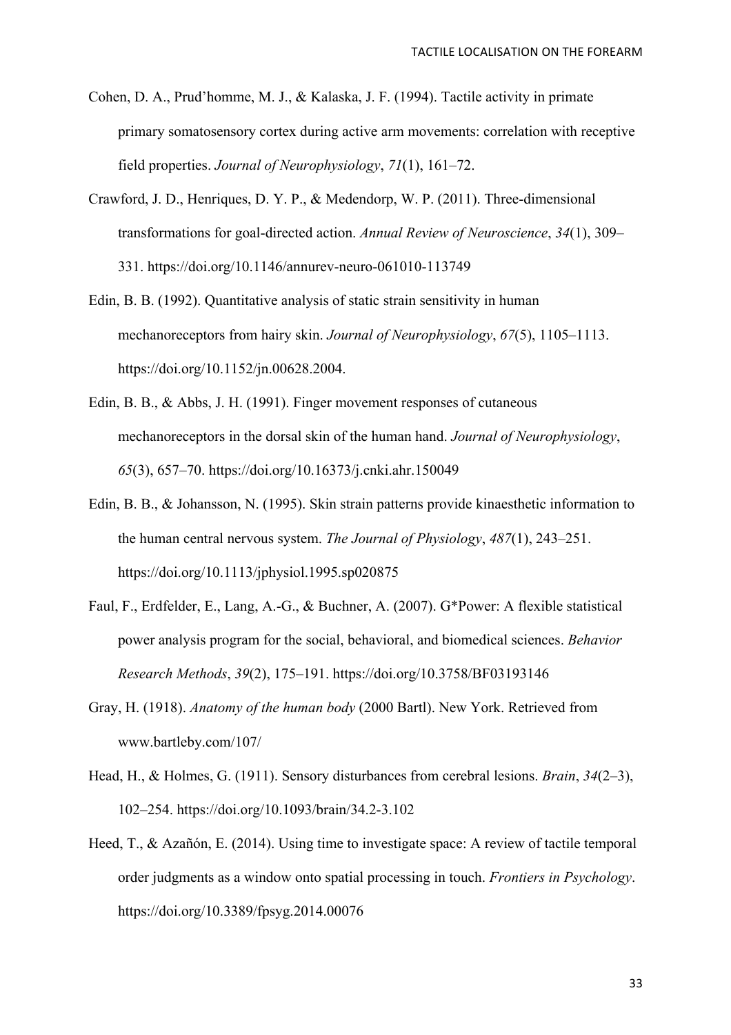Cohen, D. A., Prud'homme, M. J., & Kalaska, J. F. (1994). Tactile activity in primate primary somatosensory cortex during active arm movements: correlation with receptive field properties. *Journal of Neurophysiology*, *71*(1), 161–72.

Crawford, J. D., Henriques, D. Y. P., & Medendorp, W. P. (2011). Three-dimensional transformations for goal-directed action. *Annual Review of Neuroscience*, *34*(1), 309–331. https://doi.org/10.1146/annurev-neuro-061010-113749

Edin, B. B. (1992). Quantitative analysis of static strain sensitivity in human mechanoreceptors from hairy skin. *Journal of Neurophysiology*, *67*(5), 1105–1113. https://doi.org/10.1152/jn.00628.2004.

Edin, B. B., & Abbs, J. H. (1991). Finger movement responses of cutaneous mechanoreceptors in the dorsal skin of the human hand. *Journal of Neurophysiology*, *65*(3), 657–70. https://doi.org/10.16373/j.cnki.ahr.150049

Edin, B. B., & Johansson, N. (1995). Skin strain patterns provide kinaesthetic information to the human central nervous system. *The Journal of Physiology*, *487*(1), 243–251. https://doi.org/10.1113/jphysiol.1995.sp020875

Faul, F., Erdfelder, E., Lang, A.-G., & Buchner, A. (2007). G*Power: A flexible statistical power analysis program for the social, behavioral, and biomedical sciences. *Behavior Research Methods*, *39*(2), 175–191. https://doi.org/10.3758/BF03193146

Gray, H. (1918). *Anatomy of the human body* (2000 Bartl). New York. Retrieved from www.bartleby.com/107/

Head, H., & Holmes, G. (1911). Sensory disturbances from cerebral lesions. *Brain*, *34*(2–3), 102–254. https://doi.org/10.1093/brain/34.2-3.102

Heed, T., & Azañón, E. (2014). Using time to investigate space: A review of tactile temporal order judgments as a window onto spatial processing in touch. *Frontiers in Psychology*. https://doi.org/10.3389/fpsyg.2014.00076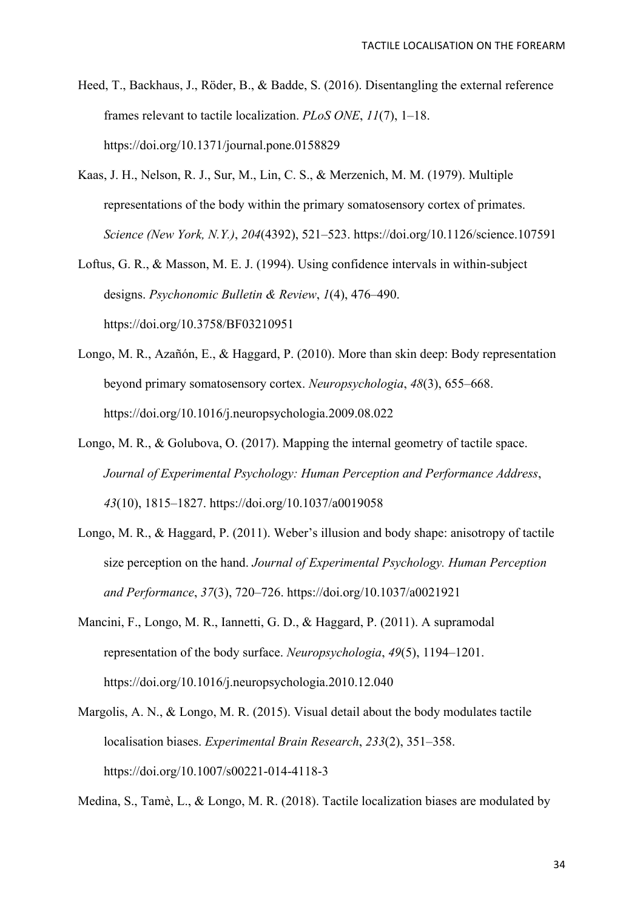Heed, T., Backhaus, J., Röder, B., & Badde, S. (2016). Disentangling the external reference frames relevant to tactile localization. *PLoS ONE*, *11*(7), 1–18. https://doi.org/10.1371/journal.pone.0158829

Kaas, J. H., Nelson, R. J., Sur, M., Lin, C. S., & Merzenich, M. M. (1979). Multiple representations of the body within the primary somatosensory cortex of primates. *Science (New York, N.Y.)*, *204*(4392), 521–523. https://doi.org/10.1126/science.107591

Loftus, G. R., & Masson, M. E. J. (1994). Using confidence intervals in within-subject designs. *Psychonomic Bulletin & Review*, *1*(4), 476–490. https://doi.org/10.3758/BF03210951

Longo, M. R., Azañón, E., & Haggard, P. (2010). More than skin deep: Body representation beyond primary somatosensory cortex. *Neuropsychologia*, *48*(3), 655–668. https://doi.org/10.1016/j.neuropsychologia.2009.08.022

Longo, M. R., & Golubova, O. (2017). Mapping the internal geometry of tactile space. *Journal of Experimental Psychology: Human Perception and Performance Address*, *43*(10), 1815–1827. https://doi.org/10.1037/a0019058

Longo, M. R., & Haggard, P. (2011). Weber's illusion and body shape: anisotropy of tactile size perception on the hand. *Journal of Experimental Psychology. Human Perception and Performance*, *37*(3), 720–726. https://doi.org/10.1037/a0021921

Mancini, F., Longo, M. R., Iannetti, G. D., & Haggard, P. (2011). A supramodal representation of the body surface. *Neuropsychologia*, *49*(5), 1194–1201. https://doi.org/10.1016/j.neuropsychologia.2010.12.040

Margolis, A. N., & Longo, M. R. (2015). Visual detail about the body modulates tactile localisation biases. *Experimental Brain Research*, *233*(2), 351–358. https://doi.org/10.1007/s00221-014-4118-3

Medina, S., Tamè, L., & Longo, M. R. (2018). Tactile localization biases are modulated by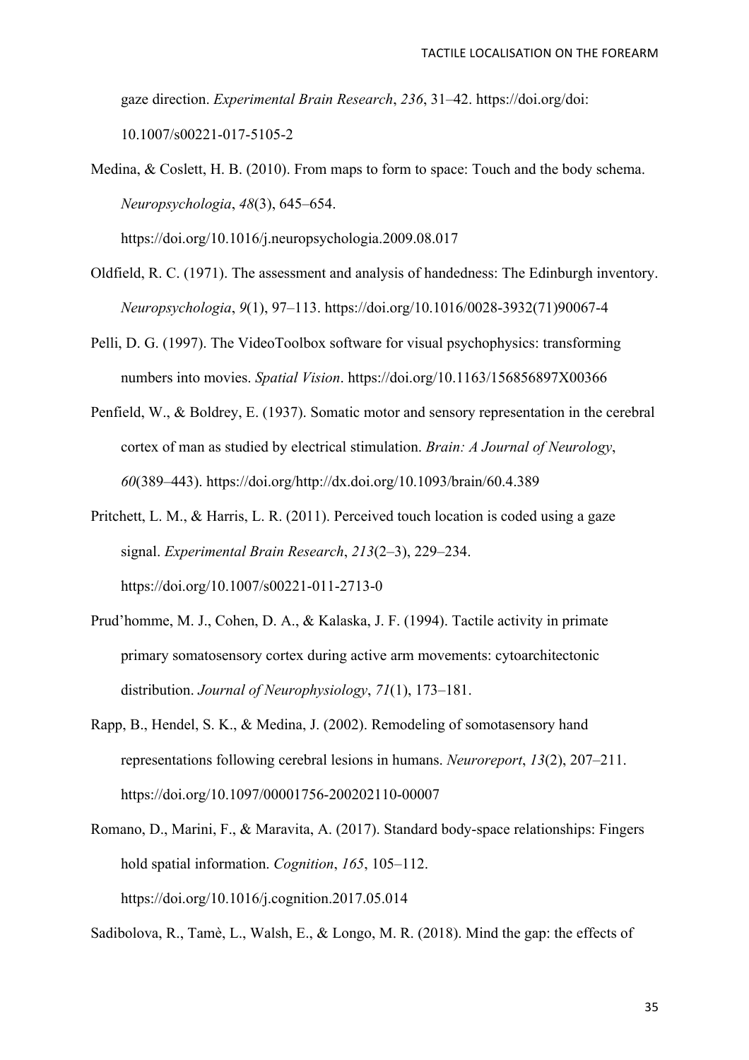gaze direction. *Experimental Brain Research*, *236*, 31–42. https://doi.org/doi: 10.1007/s00221-017-5105-2

Medina, & Coslett, H. B. (2010). From maps to form to space: Touch and the body schema. *Neuropsychologia*, *48*(3), 645–654. https://doi.org/10.1016/j.neuropsychologia.2009.08.017

Oldfield, R. C. (1971). The assessment and analysis of handedness: The Edinburgh inventory. *Neuropsychologia*, *9*(1), 97–113. https://doi.org/10.1016/0028-3932(71)90067-4

Pelli, D. G. (1997). The VideoToolbox software for visual psychophysics: transforming numbers into movies. *Spatial Vision*. https://doi.org/10.1163/156856897X00366

Penfield, W., & Boldrey, E. (1937). Somatic motor and sensory representation in the cerebral cortex of man as studied by electrical stimulation. *Brain: A Journal of Neurology*, *60*(389–443). https://doi.org/http://dx.doi.org/10.1093/brain/60.4.389

Pritchett, L. M., & Harris, L. R. (2011). Perceived touch location is coded using a gaze signal. *Experimental Brain Research*, *213*(2–3), 229–234. https://doi.org/10.1007/s00221-011-2713-0

Prud'homme, M. J., Cohen, D. A., & Kalaska, J. F. (1994). Tactile activity in primate primary somatosensory cortex during active arm movements: cytoarchitectonic distribution. *Journal of Neurophysiology*, *71*(1), 173–181.

Rapp, B., Hendel, S. K., & Medina, J. (2002). Remodeling of somotasensory hand representations following cerebral lesions in humans. *Neuroreport*, *13*(2), 207–211. https://doi.org/10.1097/00001756-200202110-00007

Romano, D., Marini, F., & Maravita, A. (2017). Standard body-space relationships: Fingers hold spatial information. *Cognition*, *165*, 105–112. https://doi.org/10.1016/j.cognition.2017.05.014

Sadibolova, R., Tamè, L., Walsh, E., & Longo, M. R. (2018). Mind the gap: the effects of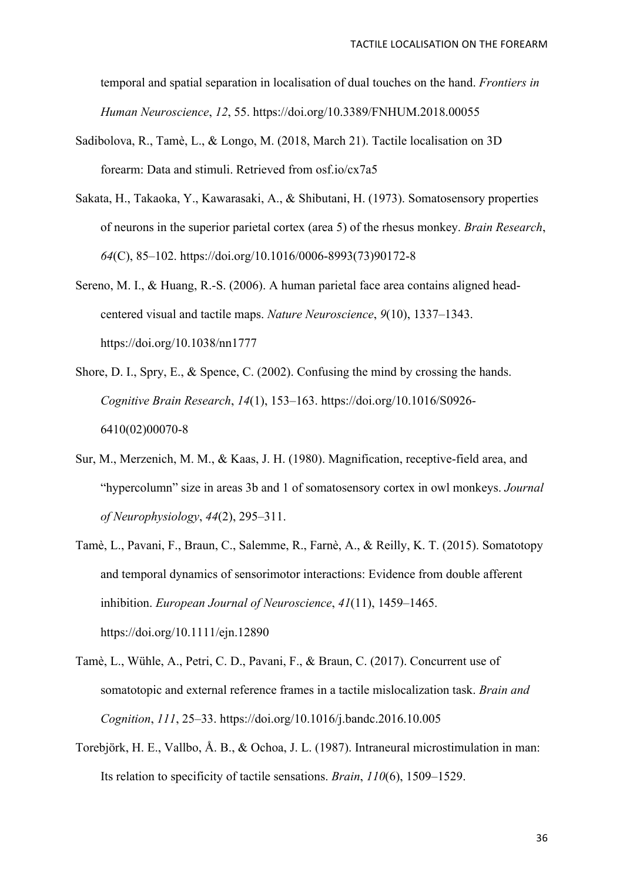temporal and spatial separation in localisation of dual touches on the hand. *Frontiers in Human Neuroscience*, *12*, 55. https://doi.org/10.3389/FNHUM.2018.00055

Sadibolova, R., Tamè, L., & Longo, M. (2018, March 21). Tactile localisation on 3D forearm: Data and stimuli. Retrieved from osf.io/cx7a5

Sakata, H., Takaoka, Y., Kawarasaki, A., & Shibutani, H. (1973). Somatosensory properties of neurons in the superior parietal cortex (area 5) of the rhesus monkey. *Brain Research*, *64*(C), 85–102. https://doi.org/10.1016/0006-8993(73)90172-8

Sereno, M. I., & Huang, R.-S. (2006). A human parietal face area contains aligned head-centered visual and tactile maps. *Nature Neuroscience*, *9*(10), 1337–1343. https://doi.org/10.1038/nn1777

Shore, D. I., Spry, E., & Spence, C. (2002). Confusing the mind by crossing the hands. *Cognitive Brain Research*, *14*(1), 153–163. https://doi.org/10.1016/S0926-6410(02)00070-8

Sur, M., Merzenich, M. M., & Kaas, J. H. (1980). Magnification, receptive-field area, and "hypercolumn" size in areas 3b and 1 of somatosensory cortex in owl monkeys. *Journal of Neurophysiology*, *44*(2), 295–311.

Tamè, L., Pavani, F., Braun, C., Salemme, R., Farnè, A., & Reilly, K. T. (2015). Somatotopy and temporal dynamics of sensorimotor interactions: Evidence from double afferent inhibition. *European Journal of Neuroscience*, *41*(11), 1459–1465. https://doi.org/10.1111/ejn.12890

Tamè, L., Wühle, A., Petri, C. D., Pavani, F., & Braun, C. (2017). Concurrent use of somatotopic and external reference frames in a tactile mislocalization task. *Brain and Cognition*, *111*, 25–33. https://doi.org/10.1016/j.bandc.2016.10.005

Torebjörk, H. E., Vallbo, Å. B., & Ochoa, J. L. (1987). Intraneural microstimulation in man: Its relation to specificity of tactile sensations. *Brain*, *110*(6), 1509–1529.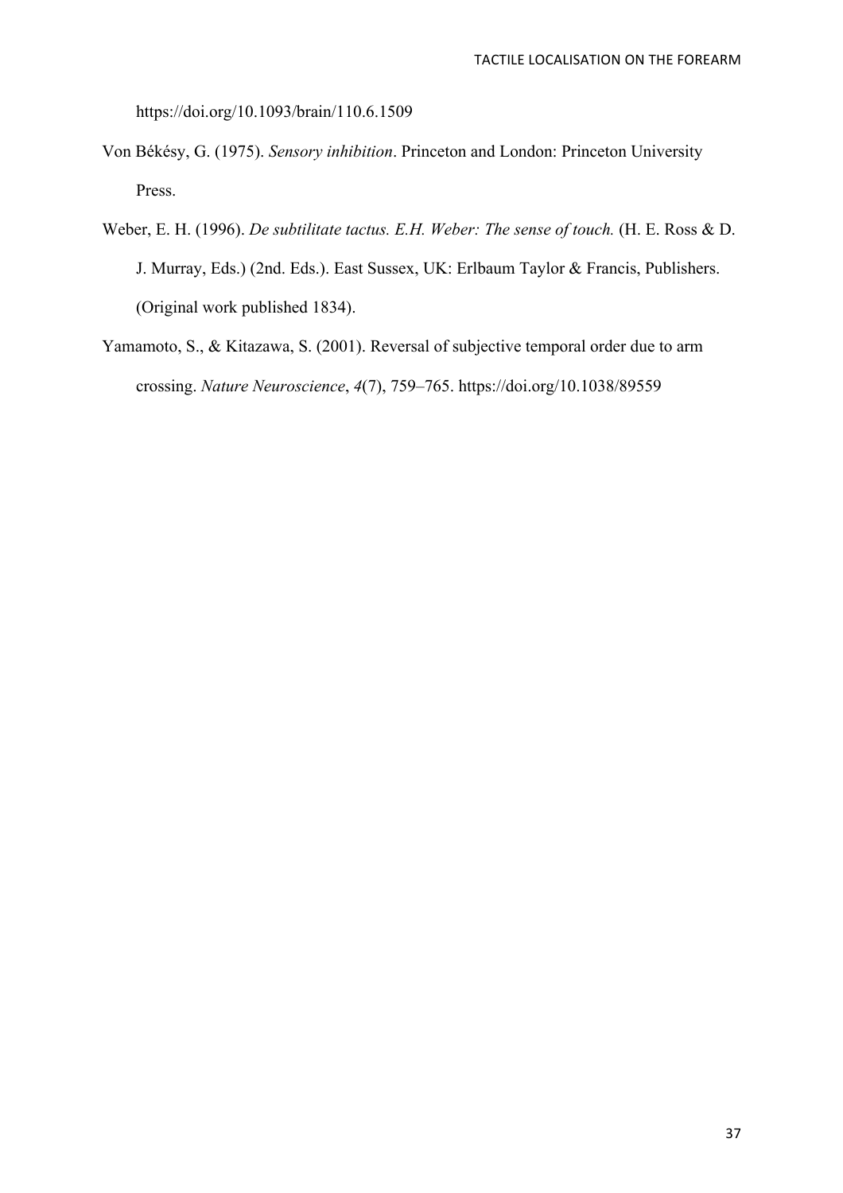https://doi.org/10.1093/brain/110.6.1509

Von Békésy, G. (1975). *Sensory inhibition*. Princeton and London: Princeton University Press.

Weber, E. H. (1996). *De subtilitate tactus. E.H. Weber: The sense of touch.* (H. E. Ross & D. J. Murray, Eds.) (2nd. Eds.). East Sussex, UK: Erlbaum Taylor & Francis, Publishers. (Original work published 1834).

Yamamoto, S., & Kitazawa, S. (2001). Reversal of subjective temporal order due to arm crossing. *Nature Neuroscience*, *4*(7), 759–765. https://doi.org/10.1038/89559